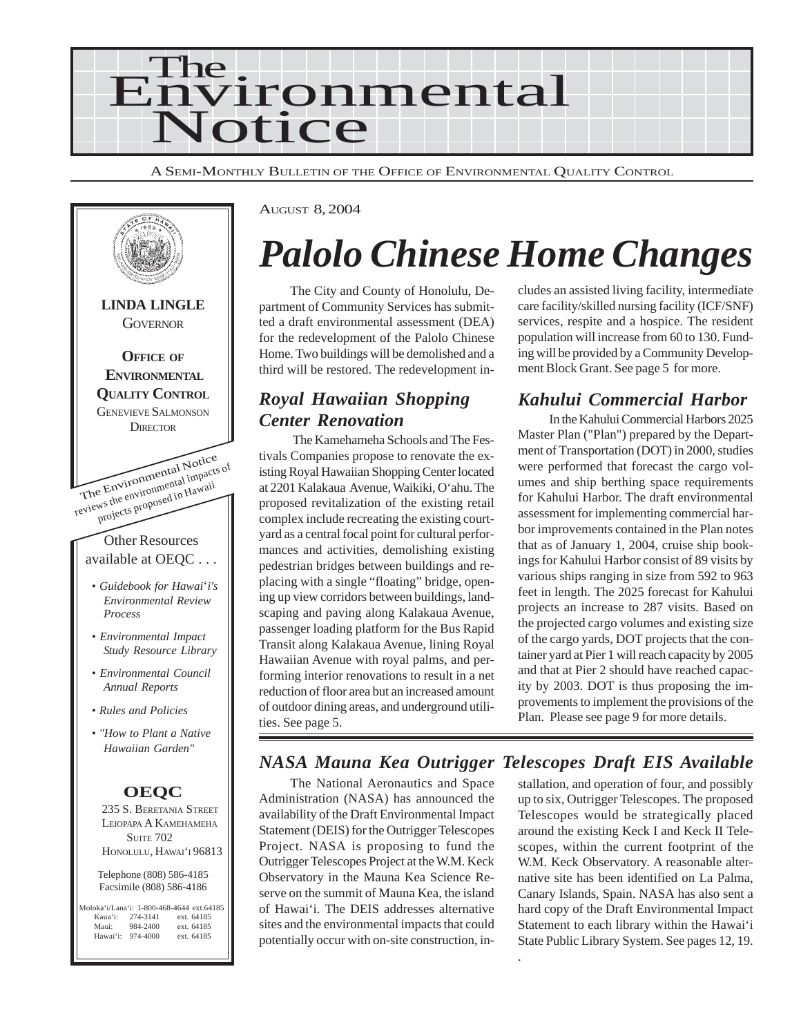# The Environmental Notice

A Semi-Monthly Bulletin of the Office of Environmental Quality Control

**LINDA LINGLE**
GOVERNOR

**OFFICE OF ENVIRONMENTAL QUALITY CONTROL**
GENEVIEVE SALMONSON
DIRECTOR

The Environmental Notice reviews the environmental impacts of projects proposed in Hawaii

Other Resources available at OEQC . . .

- *Guidebook for Hawai'i's Environmental Review Process*
- *Environmental Impact Study Resource Library*
- *Environmental Council Annual Reports*
- *Rules and Policies*
- *"How to Plant a Native Hawaiian Garden"*

**OEQC**

235 S. Beretania Street
Leiopapa A Kamehameha
Suite 702
Honolulu, Hawai'i 96813

Telephone (808) 586-4185
Facsimile (808) 586-4186

| | | |
|---|---|---|
| Moloka'i/Lana'i: | 1-800-468-4644 | ext.64185 |
| Kaua'i: | 274-3141 | ext. 64185 |
| Maui: | 984-2400 | ext. 64185 |
| Hawai'i: | 974-4000 | ext. 64185 |

August 8, 2004

# *Palolo Chinese Home Changes*

The City and County of Honolulu, Department of Community Services has submitted a draft environmental assessment (DEA) for the redevelopment of the Palolo Chinese Home. Two buildings will be demolished and a third will be restored. The redevelopment includes an assisted living facility, intermediate care facility/skilled nursing facility (ICF/SNF) services, respite and a hospice. The resident population will increase from 60 to 130. Funding will be provided by a Community Development Block Grant. See page 5 for more.

## *Royal Hawaiian Shopping Center Renovation*

The Kamehameha Schools and The Festivals Companies propose to renovate the existing Royal Hawaiian Shopping Center located at 2201 Kalakaua Avenue, Waikiki, O'ahu. The proposed revitalization of the existing retail complex include recreating the existing courtyard as a central focal point for cultural performances and activities, demolishing existing pedestrian bridges between buildings and replacing with a single "floating" bridge, opening up view corridors between buildings, landscaping and paving along Kalakaua Avenue, passenger loading platform for the Bus Rapid Transit along Kalakaua Avenue, lining Royal Hawaiian Avenue with royal palms, and performing interior renovations to result in a net reduction of floor area but an increased amount of outdoor dining areas, and underground utilities. See page 5.

## *Kahului Commercial Harbor*

In the Kahului Commercial Harbors 2025 Master Plan ("Plan") prepared by the Department of Transportation (DOT) in 2000, studies were performed that forecast the cargo volumes and ship berthing space requirements for Kahului Harbor. The draft environmental assessment for implementing commercial harbor improvements contained in the Plan notes that as of January 1, 2004, cruise ship bookings for Kahului Harbor consist of 89 visits by various ships ranging in size from 592 to 963 feet in length. The 2025 forecast for Kahului projects an increase to 287 visits. Based on the projected cargo volumes and existing size of the cargo yards, DOT projects that the container yard at Pier 1 will reach capacity by 2005 and that at Pier 2 should have reached capacity by 2003. DOT is thus proposing the improvements to implement the provisions of the Plan. Please see page 9 for more details.

## *NASA Mauna Kea Outrigger Telescopes Draft EIS Available*

The National Aeronautics and Space Administration (NASA) has announced the availability of the Draft Environmental Impact Statement (DEIS) for the Outrigger Telescopes Project. NASA is proposing to fund the Outrigger Telescopes Project at the W.M. Keck Observatory in the Mauna Kea Science Reserve on the summit of Mauna Kea, the island of Hawai'i. The DEIS addresses alternative sites and the environmental impacts that could potentially occur with on-site construction, installation, and operation of four, and possibly up to six, Outrigger Telescopes. The proposed Telescopes would be strategically placed around the existing Keck I and Keck II Telescopes, within the current footprint of the W.M. Keck Observatory. A reasonable alternative site has been identified on La Palma, Canary Islands, Spain. NASA has also sent a hard copy of the Draft Environmental Impact Statement to each library within the Hawai'i State Public Library System. See pages 12, 19.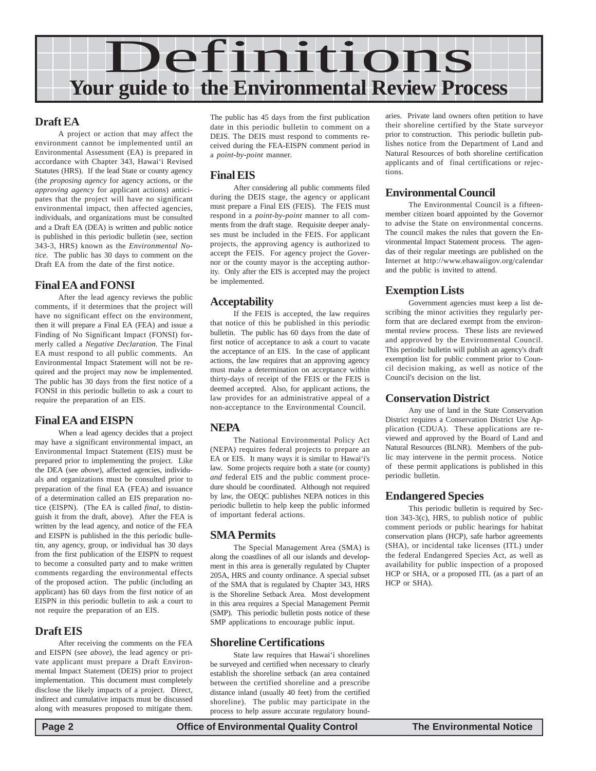# Definitions

## Your guide to the Environmental Review Process

### Draft EA

A project or action that may affect the environment cannot be implemented until an Environmental Assessment (EA) is prepared in accordance with Chapter 343, Hawai'i Revised Statutes (HRS). If the lead State or county agency (the *proposing agency* for agency actions, or the *approving agency* for applicant actions) anticipates that the project will have no significant environmental impact, then affected agencies, individuals, and organizations must be consulted and a Draft EA (DEA) is written and public notice is published in this periodic bulletin (see, section 343-3, HRS) known as the *Environmental Notice*. The public has 30 days to comment on the Draft EA from the date of the first notice.

### Final EA and FONSI

After the lead agency reviews the public comments, if it determines that the project will have no significant effect on the environment, then it will prepare a Final EA (FEA) and issue a Finding of No Significant Impact (FONSI) formerly called a *Negative Declaration.* The Final EA must respond to all public comments. An Environmental Impact Statement will not be required and the project may now be implemented. The public has 30 days from the first notice of a FONSI in this periodic bulletin to ask a court to require the preparation of an EIS.

### Final EA and EISPN

When a lead agency decides that a project may have a significant environmental impact, an Environmental Impact Statement (EIS) must be prepared prior to implementing the project. Like the DEA (see *above*), affected agencies, individuals and organizations must be consulted prior to preparation of the final EA (FEA) and issuance of a determination called an EIS preparation notice (EISPN). (The EA is called *final*, to distinguish it from the draft, above). After the FEA is written by the lead agency, and notice of the FEA and EISPN is published in the this periodic bulletin, any agency, group, or individual has 30 days from the first publication of the EISPN to request to become a consulted party and to make written comments regarding the environmental effects of the proposed action. The public (including an applicant) has 60 days from the first notice of an EISPN in this periodic bulletin to ask a court to not require the preparation of an EIS.

### Draft EIS

After receiving the comments on the FEA and EISPN (see *above*), the lead agency or private applicant must prepare a Draft Environmental Impact Statement (DEIS) prior to project implementation. This document must completely disclose the likely impacts of a project. Direct, indirect and cumulative impacts must be discussed along with measures proposed to mitigate them. The public has 45 days from the first publication date in this periodic bulletin to comment on a DEIS. The DEIS must respond to comments received during the FEA-EISPN comment period in a *point-by-point* manner.

### Final EIS

After considering all public comments filed during the DEIS stage, the agency or applicant must prepare a Final EIS (FEIS). The FEIS must respond in a *point-by-point* manner to all comments from the draft stage. Requisite deeper analyses must be included in the FEIS. For applicant projects, the approving agency is authorized to accept the FEIS. For agency project the Governor or the county mayor is the accepting authority. Only after the EIS is accepted may the project be implemented.

### Acceptability

If the FEIS is accepted, the law requires that notice of this be published in this periodic bulletin. The public has 60 days from the date of first notice of acceptance to ask a court to vacate the acceptance of an EIS. In the case of applicant actions, the law requires that an approving agency must make a determination on acceptance within thirty-days of receipt of the FEIS or the FEIS is deemed accepted. Also, for applicant actions, the law provides for an administrative appeal of a non-acceptance to the Environmental Council.

### NEPA

The National Environmental Policy Act (NEPA) requires federal projects to prepare an EA or EIS. It many ways it is similar to Hawai'i's law. Some projects require both a state (or county) *and* federal EIS and the public comment procedure should be coordinated. Although not required by law, the OEQC publishes NEPA notices in this periodic bulletin to help keep the public informed of important federal actions.

### SMA Permits

The Special Management Area (SMA) is along the coastlines of all our islands and development in this area is generally regulated by Chapter 205A, HRS and county ordinance. A special subset of the SMA that is regulated by Chapter 343, HRS is the Shoreline Setback Area. Most development in this area requires a Special Management Permit (SMP). This periodic bulletin posts notice of these SMP applications to encourage public input.

### Shoreline Certifications

State law requires that Hawai'i shorelines be surveyed and certified when necessary to clearly establish the shoreline setback (an area contained between the certified shoreline and a prescribe distance inland (usually 40 feet) from the certified shoreline). The public may participate in the process to help assure accurate regulatory boundaries. Private land owners often petition to have their shoreline certified by the State surveyor prior to construction. This periodic bulletin publishes notice from the Department of Land and Natural Resources of both shoreline certification applicants and of final certifications or rejections.

### Environmental Council

The Environmental Council is a fifteen-member citizen board appointed by the Governor to advise the State on environmental concerns. The council makes the rules that govern the Environmental Impact Statement process. The agendas of their regular meetings are published on the Internet at http://www.ehawaiigov.org/calendar and the public is invited to attend.

### Exemption Lists

Government agencies must keep a list describing the minor activities they regularly perform that are declared exempt from the environmental review process. These lists are reviewed and approved by the Environmental Council. This periodic bulletin will publish an agency's draft exemption list for public comment prior to Council decision making, as well as notice of the Council's decision on the list.

### Conservation District

Any use of land in the State Conservation District requires a Conservation District Use Application (CDUA). These applications are reviewed and approved by the Board of Land and Natural Resources (BLNR). Members of the public may intervene in the permit process. Notice of these permit applications is published in this periodic bulletin.

### Endangered Species

This periodic bulletin is required by Section 343-3(c), HRS, to publish notice of public comment periods or public hearings for habitat conservation plans (HCP), safe harbor agreements (SHA), or incidental take licenses (ITL) under the federal Endangered Species Act, as well as availability for public inspection of a proposed HCP or SHA, or a proposed ITL (as a part of an HCP or SHA).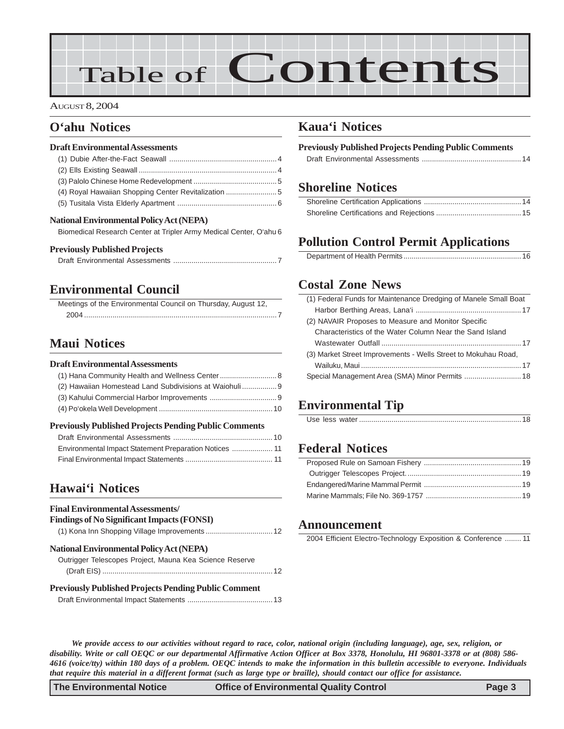# Table of Contents

August 8, 2004

## O'ahu Notices

### Draft Environmental Assessments

(1) Dubie After-the-Fact Seawall ..... 4
(2) Ells Existing Seawall ..... 4
(3) Palolo Chinese Home Redevelopment ..... 5
(4) Royal Hawaiian Shopping Center Revitalization ..... 5
(5) Tusitala Vista Elderly Apartment ..... 6

### National Environmental Policy Act (NEPA)

Biomedical Research Center at Tripler Army Medical Center, O'ahu 6

### Previously Published Projects

Draft Environmental Assessments ..... 7

## Environmental Council

Meetings of the Environmental Council on Thursday, August 12, 2004 ..... 7

## Maui Notices

### Draft Environmental Assessments

(1) Hana Community Health and Wellness Center ..... 8
(2) Hawaiian Homestead Land Subdivisions at Waiohuli ..... 9
(3) Kahului Commercial Harbor Improvements ..... 9
(4) Po'okela Well Development ..... 10

### Previously Published Projects Pending Public Comments

Draft Environmental Assessments ..... 10
Environmental Impact Statement Preparation Notices ..... 11
Final Environmental Impact Statements ..... 11

## Hawai'i Notices

### Final Environmental Assessments/ Findings of No Significant Impacts (FONSI)

(1) Kona Inn Shopping Village Improvements ..... 12

### National Environmental Policy Act (NEPA)

Outrigger Telescopes Project, Mauna Kea Science Reserve (Draft EIS) ..... 12

### Previously Published Projects Pending Public Comment

Draft Environmental Impact Statements ..... 13

## Kaua'i Notices

### Previously Published Projects Pending Public Comments

Draft Environmental Assessments ..... 14

## Shoreline Notices

Shoreline Certification Applications ..... 14
Shoreline Certifications and Rejections ..... 15

## Pollution Control Permit Applications

Department of Health Permits ..... 16

## Costal Zone News

(1) Federal Funds for Maintenance Dredging of Manele Small Boat Harbor Berthing Areas, Lana'i ..... 17
(2) NAVAIR Proposes to Measure and Monitor Specific Characteristics of the Water Column Near the Sand Island Wastewater Outfall ..... 17
(3) Market Street Improvements - Wells Street to Mokuhau Road, Wailuku, Maui ..... 17
Special Management Area (SMA) Minor Permits ..... 18

## Environmental Tip

Use less water ..... 18

## Federal Notices

Proposed Rule on Samoan Fishery ..... 19
Outrigger Telescopes Project ..... 19
Endangered/Marine Mammal Permit ..... 19
Marine Mammals; File No. 369-1757 ..... 19

## Announcement

2004 Efficient Electro-Technology Exposition & Conference ..... 11

***We provide access to our activities without regard to race, color, national origin (including language), age, sex, religion, or disability. Write or call OEQC or our departmental Affirmative Action Officer at Box 3378, Honolulu, HI 96801-3378 or at (808) 586-4616 (voice/tty) within 180 days of a problem. OEQC intends to make the information in this bulletin accessible to everyone. Individuals that require this material in a different format (such as large type or braille), should contact our office for assistance.***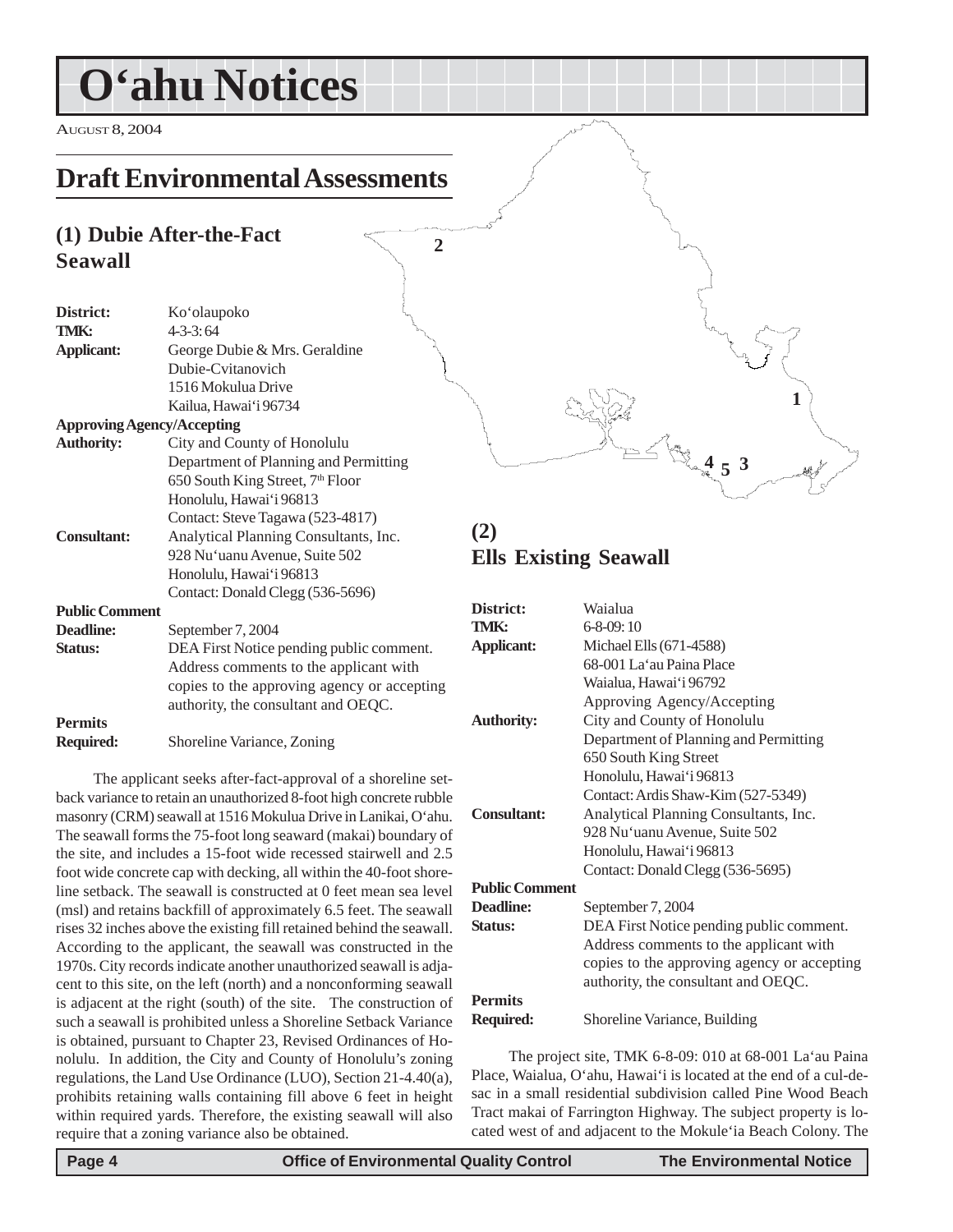# O'ahu Notices

AUGUST 8, 2004

## Draft Environmental Assessments

### (1) Dubie After-the-Fact Seawall

| | |
|---|---|
| **District:** | Ko'olaupoko |
| **TMK:** | 4-3-3: 64 |
| **Applicant:** | George Dubie & Mrs. Geraldine Dubie-Cvitanovich<br>1516 Mokulua Drive<br>Kailua, Hawai'i 96734 |
| **Approving Agency/Accepting Authority:** | City and County of Honolulu<br>Department of Planning and Permitting<br>650 South King Street, 7th Floor<br>Honolulu, Hawai'i 96813<br>Contact: Steve Tagawa (523-4817) |
| **Consultant:** | Analytical Planning Consultants, Inc.<br>928 Nu'uanu Avenue, Suite 502<br>Honolulu, Hawai'i 96813<br>Contact: Donald Clegg (536-5696) |
| **Public Comment Deadline:** | September 7, 2004 |
| **Status:** | DEA First Notice pending public comment. Address comments to the applicant with copies to the approving agency or accepting authority, the consultant and OEQC. |
| **Permits Required:** | Shoreline Variance, Zoning |

The applicant seeks after-fact-approval of a shoreline setback variance to retain an unauthorized 8-foot high concrete rubble masonry (CRM) seawall at 1516 Mokulua Drive in Lanikai, O'ahu. The seawall forms the 75-foot long seaward (makai) boundary of the site, and includes a 15-foot wide recessed stairwell and 2.5 foot wide concrete cap with decking, all within the 40-foot shoreline setback. The seawall is constructed at 0 feet mean sea level (msl) and retains backfill of approximately 6.5 feet. The seawall rises 32 inches above the existing fill retained behind the seawall. According to the applicant, the seawall was constructed in the 1970s. City records indicate another unauthorized seawall is adjacent to this site, on the left (north) and a nonconforming seawall is adjacent at the right (south) of the site. The construction of such a seawall is prohibited unless a Shoreline Setback Variance is obtained, pursuant to Chapter 23, Revised Ordinances of Honolulu. In addition, the City and County of Honolulu's zoning regulations, the Land Use Ordinance (LUO), Section 21-4.40(a), prohibits retaining walls containing fill above 6 feet in height within required yards. Therefore, the existing seawall will also require that a zoning variance also be obtained.

### (2) Ells Existing Seawall

| | |
|---|---|
| **District:** | Waialua |
| **TMK:** | 6-8-09: 10 |
| **Applicant:** | Michael Ells (671-4588)<br>68-001 La'au Paina Place<br>Waialua, Hawai'i 96792 |
| **Approving Agency/Accepting Authority:** | City and County of Honolulu<br>Department of Planning and Permitting<br>650 South King Street<br>Honolulu, Hawai'i 96813<br>Contact: Ardis Shaw-Kim (527-5349) |
| **Consultant:** | Analytical Planning Consultants, Inc.<br>928 Nu'uanu Avenue, Suite 502<br>Honolulu, Hawai'i 96813<br>Contact: Donald Clegg (536-5695) |
| **Public Comment Deadline:** | September 7, 2004 |
| **Status:** | DEA First Notice pending public comment. Address comments to the applicant with copies to the approving agency or accepting authority, the consultant and OEQC. |
| **Permits Required:** | Shoreline Variance, Building |

The project site, TMK 6-8-09: 010 at 68-001 La'au Paina Place, Waialua, O'ahu, Hawai'i is located at the end of a cul-de-sac in a small residential subdivision called Pine Wood Beach Tract makai of Farrington Highway. The subject property is located west of and adjacent to the Mokule'ia Beach Colony. The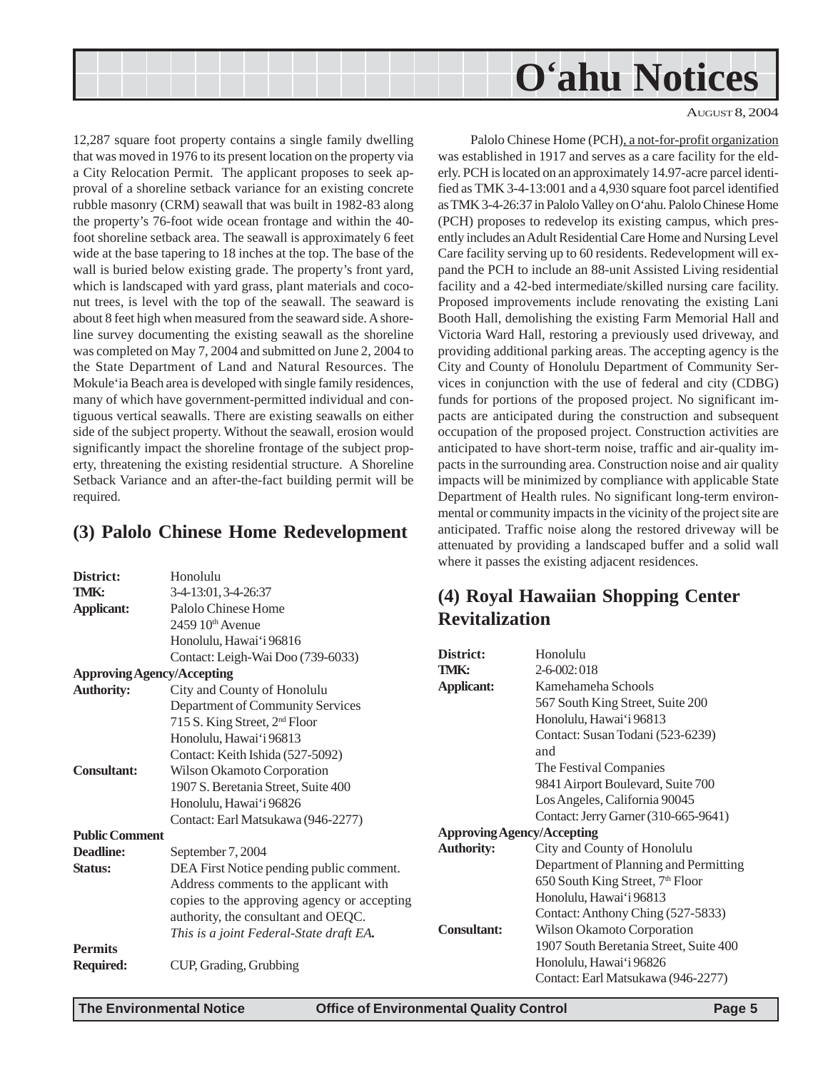12,287 square foot property contains a single family dwelling that was moved in 1976 to its present location on the property via a City Relocation Permit. The applicant proposes to seek approval of a shoreline setback variance for an existing concrete rubble masonry (CRM) seawall that was built in 1982-83 along the property's 76-foot wide ocean frontage and within the 40-foot shoreline setback area. The seawall is approximately 6 feet wide at the base tapering to 18 inches at the top. The base of the wall is buried below existing grade. The property's front yard, which is landscaped with yard grass, plant materials and coconut trees, is level with the top of the seawall. The seaward is about 8 feet high when measured from the seaward side. A shoreline survey documenting the existing seawall as the shoreline was completed on May 7, 2004 and submitted on June 2, 2004 to the State Department of Land and Natural Resources. The Mokule'ia Beach area is developed with single family residences, many of which have government-permitted individual and contiguous vertical seawalls. There are existing seawalls on either side of the subject property. Without the seawall, erosion would significantly impact the shoreline frontage of the subject property, threatening the existing residential structure. A Shoreline Setback Variance and an after-the-fact building permit will be required.

## (3) Palolo Chinese Home Redevelopment

**District:** Honolulu
**TMK:** 3-4-13:01, 3-4-26:37
**Applicant:** Palolo Chinese Home
2459 10th Avenue
Honolulu, Hawai'i 96816
Contact: Leigh-Wai Doo (739-6033)
**Approving Agency/Accepting Authority:** City and County of Honolulu
Department of Community Services
715 S. King Street, 2nd Floor
Honolulu, Hawai'i 96813
Contact: Keith Ishida (527-5092)
**Consultant:** Wilson Okamoto Corporation
1907 S. Beretania Street, Suite 400
Honolulu, Hawai'i 96826
Contact: Earl Matsukawa (946-2277)
**Public Comment Deadline:** September 7, 2004
**Status:** DEA First Notice pending public comment. Address comments to the applicant with copies to the approving agency or accepting authority, the consultant and OEQC. *This is a joint Federal-State draft EA.*
**Permits Required:** CUP, Grading, Grubbing

Palolo Chinese Home (PCH), a not-for-profit organization was established in 1917 and serves as a care facility for the elderly. PCH is located on an approximately 14.97-acre parcel identified as TMK 3-4-13:001 and a 4,930 square foot parcel identified as TMK 3-4-26:37 in Palolo Valley on O'ahu. Palolo Chinese Home (PCH) proposes to redevelop its existing campus, which presently includes an Adult Residential Care Home and Nursing Level Care facility serving up to 60 residents. Redevelopment will expand the PCH to include an 88-unit Assisted Living residential facility and a 42-bed intermediate/skilled nursing care facility. Proposed improvements include renovating the existing Lani Booth Hall, demolishing the existing Farm Memorial Hall and Victoria Ward Hall, restoring a previously used driveway, and providing additional parking areas. The accepting agency is the City and County of Honolulu Department of Community Services in conjunction with the use of federal and city (CDBG) funds for portions of the proposed project. No significant impacts are anticipated during the construction and subsequent occupation of the proposed project. Construction activities are anticipated to have short-term noise, traffic and air-quality impacts in the surrounding area. Construction noise and air quality impacts will be minimized by compliance with applicable State Department of Health rules. No significant long-term environmental or community impacts in the vicinity of the project site are anticipated. Traffic noise along the restored driveway will be attenuated by providing a landscaped buffer and a solid wall where it passes the existing adjacent residences.

## (4) Royal Hawaiian Shopping Center Revitalization

**District:** Honolulu
**TMK:** 2-6-002: 018
**Applicant:** Kamehameha Schools
567 South King Street, Suite 200
Honolulu, Hawai'i 96813
Contact: Susan Todani (523-6239)
and
The Festival Companies
9841 Airport Boulevard, Suite 700
Los Angeles, California 90045
Contact: Jerry Garner (310-665-9641)
**Approving Agency/Accepting Authority:** City and County of Honolulu
Department of Planning and Permitting
650 South King Street, 7th Floor
Honolulu, Hawai'i 96813
Contact: Anthony Ching (527-5833)
**Consultant:** Wilson Okamoto Corporation
1907 South Beretania Street, Suite 400
Honolulu, Hawai'i 96826
Contact: Earl Matsukawa (946-2277)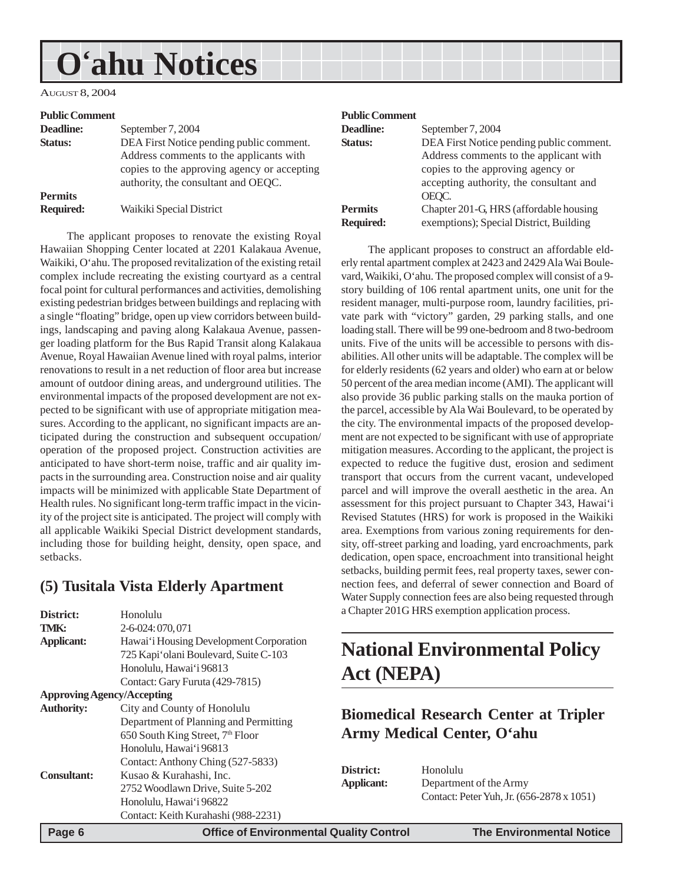# O'ahu Notices

AUGUST 8, 2004

| | |
|---|---|
| **Public Comment Deadline:** | September 7, 2004 |
| **Status:** | DEA First Notice pending public comment. Address comments to the applicants with copies to the approving agency or accepting authority, the consultant and OEQC. |
| **Permits Required:** | Waikiki Special District |

The applicant proposes to renovate the existing Royal Hawaiian Shopping Center located at 2201 Kalakaua Avenue, Waikiki, O'ahu. The proposed revitalization of the existing retail complex include recreating the existing courtyard as a central focal point for cultural performances and activities, demolishing existing pedestrian bridges between buildings and replacing with a single "floating" bridge, open up view corridors between buildings, landscaping and paving along Kalakaua Avenue, passenger loading platform for the Bus Rapid Transit along Kalakaua Avenue, Royal Hawaiian Avenue lined with royal palms, interior renovations to result in a net reduction of floor area but increase amount of outdoor dining areas, and underground utilities. The environmental impacts of the proposed development are not expected to be significant with use of appropriate mitigation measures. According to the applicant, no significant impacts are anticipated during the construction and subsequent occupation/ operation of the proposed project. Construction activities are anticipated to have short-term noise, traffic and air quality impacts in the surrounding area. Construction noise and air quality impacts will be minimized with applicable State Department of Health rules. No significant long-term traffic impact in the vicinity of the project site is anticipated. The project will comply with all applicable Waikiki Special District development standards, including those for building height, density, open space, and setbacks.

## (5) Tusitala Vista Elderly Apartment

| | |
|---|---|
| **District:** | Honolulu |
| **TMK:** | 2-6-024: 070, 071 |
| **Applicant:** | Hawai'i Housing Development Corporation<br>725 Kapi'olani Boulevard, Suite C-103<br>Honolulu, Hawai'i 96813<br>Contact: Gary Furuta (429-7815) |
| **Approving Agency/Accepting Authority:** | City and County of Honolulu<br>Department of Planning and Permitting<br>650 South King Street, 7th Floor<br>Honolulu, Hawai'i 96813<br>Contact: Anthony Ching (527-5833) |
| **Consultant:** | Kusao & Kurahashi, Inc.<br>2752 Woodlawn Drive, Suite 5-202<br>Honolulu, Hawai'i 96822<br>Contact: Keith Kurahashi (988-2231) |
| **Public Comment Deadline:** | September 7, 2004 |
| **Status:** | DEA First Notice pending public comment. Address comments to the applicant with copies to the approving agency or accepting authority, the consultant and OEQC. |
| **Permits Required:** | Chapter 201-G, HRS (affordable housing exemptions); Special District, Building |

The applicant proposes to construct an affordable elderly rental apartment complex at 2423 and 2429 Ala Wai Boulevard, Waikiki, O'ahu. The proposed complex will consist of a 9-story building of 106 rental apartment units, one unit for the resident manager, multi-purpose room, laundry facilities, private park with "victory" garden, 29 parking stalls, and one loading stall. There will be 99 one-bedroom and 8 two-bedroom units. Five of the units will be accessible to persons with disabilities. All other units will be adaptable. The complex will be for elderly residents (62 years and older) who earn at or below 50 percent of the area median income (AMI). The applicant will also provide 36 public parking stalls on the mauka portion of the parcel, accessible by Ala Wai Boulevard, to be operated by the city. The environmental impacts of the proposed development are not expected to be significant with use of appropriate mitigation measures. According to the applicant, the project is expected to reduce the fugitive dust, erosion and sediment transport that occurs from the current vacant, undeveloped parcel and will improve the overall aesthetic in the area. An assessment for this project pursuant to Chapter 343, Hawai'i Revised Statutes (HRS) for work is proposed in the Waikiki area. Exemptions from various zoning requirements for density, off-street parking and loading, yard encroachments, park dedication, open space, encroachment into transitional height setbacks, building permit fees, real property taxes, sewer connection fees, and deferral of sewer connection and Board of Water Supply connection fees are also being requested through a Chapter 201G HRS exemption application process.

# National Environmental Policy Act (NEPA)

## Biomedical Research Center at Tripler Army Medical Center, O'ahu

| | |
|---|---|
| **District:** | Honolulu |
| **Applicant:** | Department of the Army<br>Contact: Peter Yuh, Jr. (656-2878 x 1051) |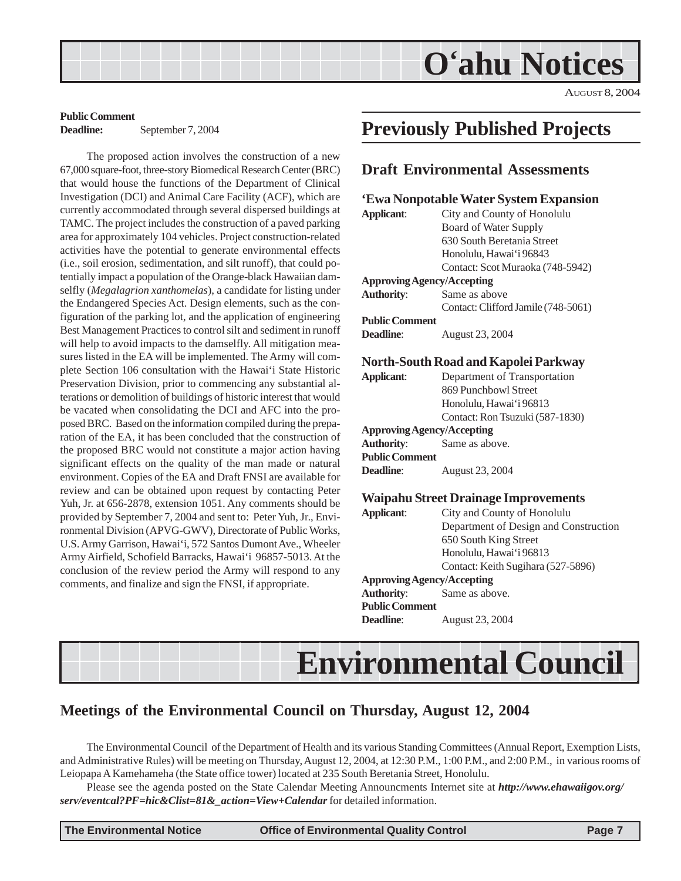# O'ahu Notices

AUGUST 8, 2004

**Public Comment**
**Deadline:** September 7, 2004

The proposed action involves the construction of a new 67,000 square-foot, three-story Biomedical Research Center (BRC) that would house the functions of the Department of Clinical Investigation (DCI) and Animal Care Facility (ACF), which are currently accommodated through several dispersed buildings at TAMC. The project includes the construction of a paved parking area for approximately 104 vehicles. Project construction-related activities have the potential to generate environmental effects (i.e., soil erosion, sedimentation, and silt runoff), that could potentially impact a population of the Orange-black Hawaiian damselfly (*Megalagrion xanthomelas*), a candidate for listing under the Endangered Species Act. Design elements, such as the configuration of the parking lot, and the application of engineering Best Management Practices to control silt and sediment in runoff will help to avoid impacts to the damselfly. All mitigation measures listed in the EA will be implemented. The Army will complete Section 106 consultation with the Hawai'i State Historic Preservation Division, prior to commencing any substantial alterations or demolition of buildings of historic interest that would be vacated when consolidating the DCI and AFC into the proposed BRC. Based on the information compiled during the preparation of the EA, it has been concluded that the construction of the proposed BRC would not constitute a major action having significant effects on the quality of the man made or natural environment. Copies of the EA and Draft FNSI are available for review and can be obtained upon request by contacting Peter Yuh, Jr. at 656-2878, extension 1051. Any comments should be provided by September 7, 2004 and sent to: Peter Yuh, Jr., Environmental Division (APVG-GWV), Directorate of Public Works, U.S. Army Garrison, Hawai'i, 572 Santos Dumont Ave., Wheeler Army Airfield, Schofield Barracks, Hawai'i 96857-5013. At the conclusion of the review period the Army will respond to any comments, and finalize and sign the FNSI, if appropriate.

## Previously Published Projects

### Draft Environmental Assessments

#### 'Ewa Nonpotable Water System Expansion

**Applicant**: City and County of Honolulu
Board of Water Supply
630 South Beretania Street
Honolulu, Hawai'i 96843
Contact: Scot Muraoka (748-5942)

**Approving Agency/Accepting Authority**: Same as above
Contact: Clifford Jamile (748-5061)

**Public Comment Deadline**: August 23, 2004

#### North-South Road and Kapolei Parkway

**Applicant**: Department of Transportation
869 Punchbowl Street
Honolulu, Hawai'i 96813
Contact: Ron Tsuzuki (587-1830)

**Approving Agency/Accepting Authority**: Same as above.

**Public Comment Deadline**: August 23, 2004

#### Waipahu Street Drainage Improvements

**Applicant**: City and County of Honolulu
Department of Design and Construction
650 South King Street
Honolulu, Hawai'i 96813
Contact: Keith Sugihara (527-5896)

**Approving Agency/Accepting Authority**: Same as above.

**Public Comment Deadline**: August 23, 2004

# Environmental Council

## Meetings of the Environmental Council on Thursday, August 12, 2004

The Environmental Council of the Department of Health and its various Standing Committees (Annual Report, Exemption Lists, and Administrative Rules) will be meeting on Thursday, August 12, 2004, at 12:30 P.M., 1:00 P.M., and 2:00 P.M., in various rooms of Leiopapa A Kamehameha (the State office tower) located at 235 South Beretania Street, Honolulu.

Please see the agenda posted on the State Calendar Meeting Announcments Internet site at ***http://www.ehawaiigov.org/serv/eventcal?PF=hic&Clist=81&_action=View+Calendar*** for detailed information.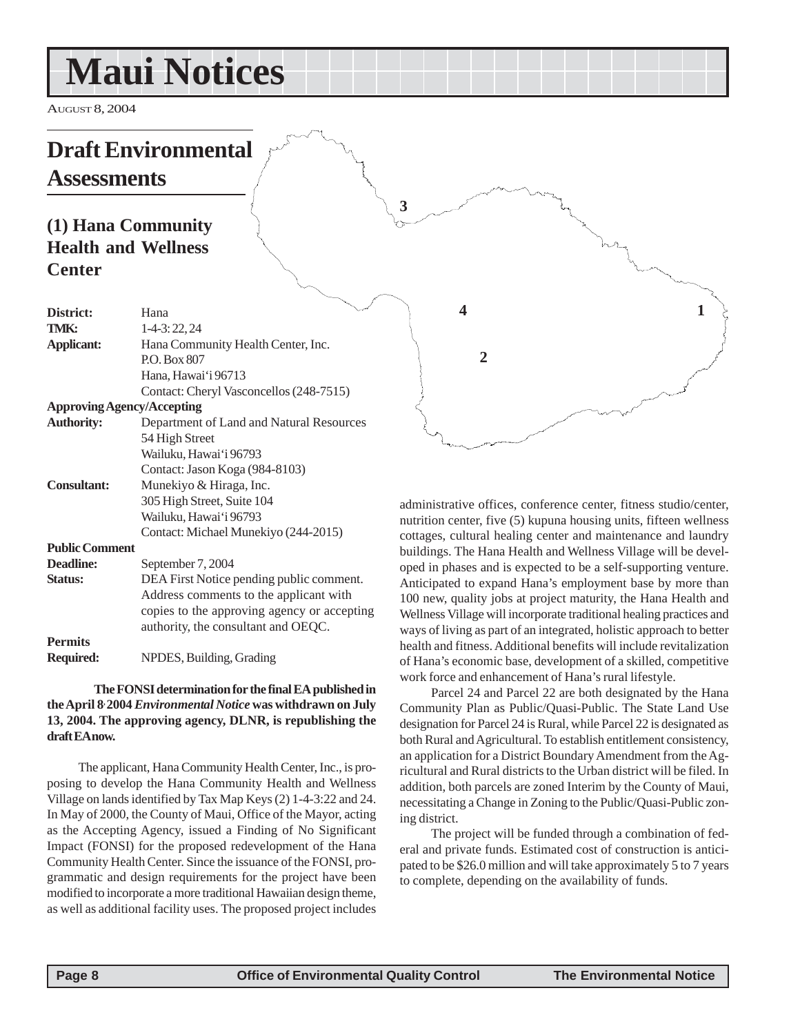# Maui Notices

AUGUST 8, 2004

## Draft Environmental Assessments

### (1) Hana Community Health and Wellness Center

| | |
|---|---|
| **District:** | Hana |
| **TMK:** | 1-4-3: 22, 24 |
| **Applicant:** | Hana Community Health Center, Inc.<br>P.O. Box 807<br>Hana, Hawai'i 96713<br>Contact: Cheryl Vasconcellos (248-7515) |
| **Approving Agency/Accepting Authority:** | Department of Land and Natural Resources<br>54 High Street<br>Wailuku, Hawai'i 96793<br>Contact: Jason Koga (984-8103) |
| **Consultant:** | Munekiyo & Hiraga, Inc.<br>305 High Street, Suite 104<br>Wailuku, Hawai'i 96793<br>Contact: Michael Munekiyo (244-2015) |
| **Public Comment Deadline:** | September 7, 2004 |
| **Status:** | DEA First Notice pending public comment. Address comments to the applicant with copies to the approving agency or accepting authority, the consultant and OEQC. |
| **Permits Required:** | NPDES, Building, Grading |

**The FONSI determination for the final EA published in the April 8, 2004 *Environmental Notice* was withdrawn on July 13, 2004. The approving agency, DLNR, is republishing the draft EA now.**

The applicant, Hana Community Health Center, Inc., is proposing to develop the Hana Community Health and Wellness Village on lands identified by Tax Map Keys (2) 1-4-3:22 and 24. In May of 2000, the County of Maui, Office of the Mayor, acting as the Accepting Agency, issued a Finding of No Significant Impact (FONSI) for the proposed redevelopment of the Hana Community Health Center. Since the issuance of the FONSI, programmatic and design requirements for the project have been modified to incorporate a more traditional Hawaiian design theme, as well as additional facility uses. The proposed project includes administrative offices, conference center, fitness studio/center, nutrition center, five (5) kupuna housing units, fifteen wellness cottages, cultural healing center and maintenance and laundry buildings. The Hana Health and Wellness Village will be developed in phases and is expected to be a self-supporting venture. Anticipated to expand Hana's employment base by more than 100 new, quality jobs at project maturity, the Hana Health and Wellness Village will incorporate traditional healing practices and ways of living as part of an integrated, holistic approach to better health and fitness. Additional benefits will include revitalization of Hana's economic base, development of a skilled, competitive work force and enhancement of Hana's rural lifestyle.

Parcel 24 and Parcel 22 are both designated by the Hana Community Plan as Public/Quasi-Public. The State Land Use designation for Parcel 24 is Rural, while Parcel 22 is designated as both Rural and Agricultural. To establish entitlement consistency, an application for a District Boundary Amendment from the Agricultural and Rural districts to the Urban district will be filed. In addition, both parcels are zoned Interim by the County of Maui, necessitating a Change in Zoning to the Public/Quasi-Public zoning district.

The project will be funded through a combination of federal and private funds. Estimated cost of construction is anticipated to be $26.0 million and will take approximately 5 to 7 years to complete, depending on the availability of funds.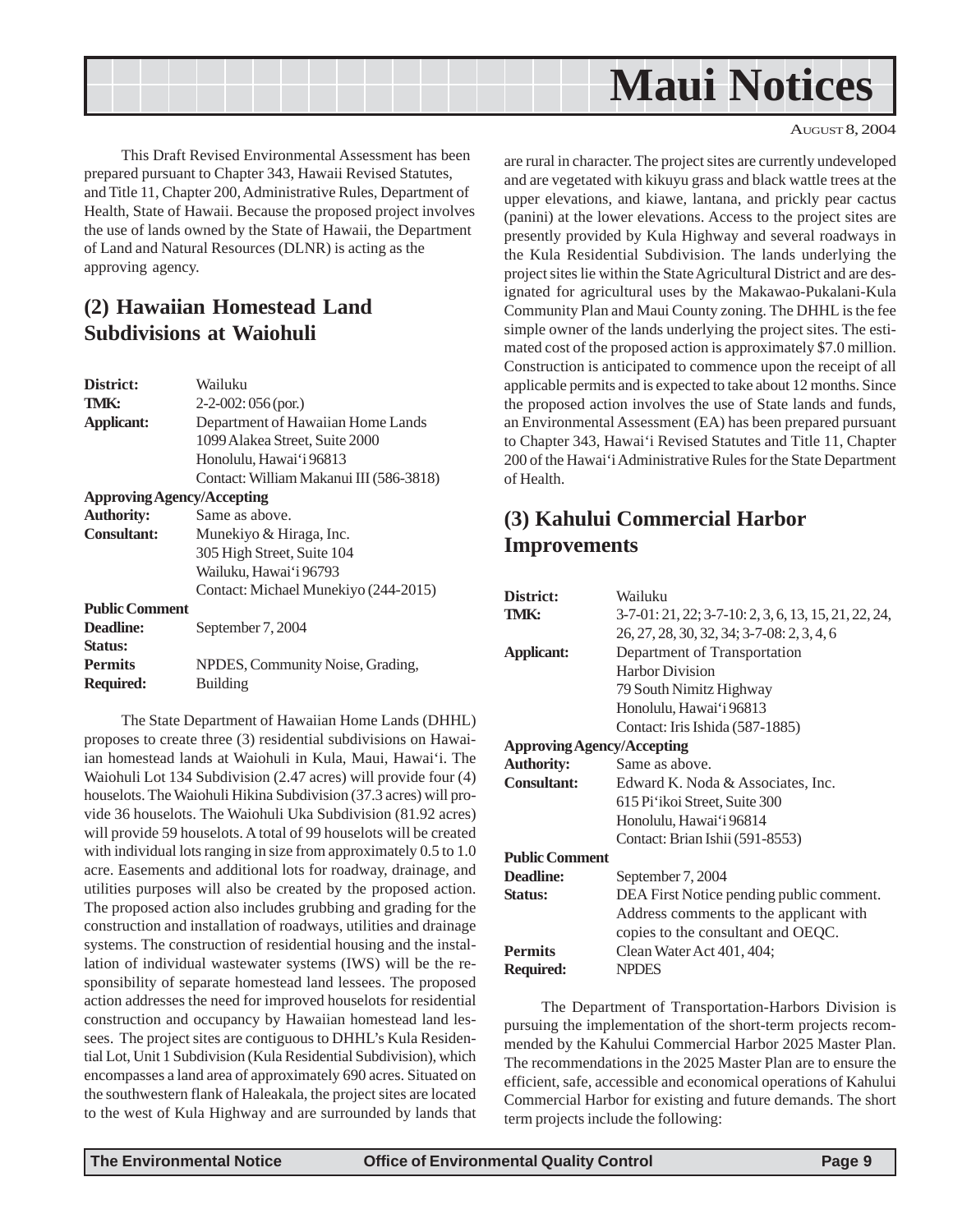This Draft Revised Environmental Assessment has been prepared pursuant to Chapter 343, Hawaii Revised Statutes, and Title 11, Chapter 200, Administrative Rules, Department of Health, State of Hawaii. Because the proposed project involves the use of lands owned by the State of Hawaii, the Department of Land and Natural Resources (DLNR) is acting as the approving agency.

## (2) Hawaiian Homestead Land Subdivisions at Waiohuli

| | |
|---|---|
| **District:** | Wailuku |
| **TMK:** | 2-2-002: 056 (por.) |
| **Applicant:** | Department of Hawaiian Home Lands<br>1099 Alakea Street, Suite 2000<br>Honolulu, Hawai'i 96813<br>Contact: William Makanui III (586-3818) |
| **Approving Agency/Accepting Authority:** | Same as above. |
| **Consultant:** | Munekiyo & Hiraga, Inc.<br>305 High Street, Suite 104<br>Wailuku, Hawai'i 96793<br>Contact: Michael Munekiyo (244-2015) |
| **Public Comment Deadline:** | September 7, 2004 |
| **Status:** | |
| **Permits Required:** | NPDES, Community Noise, Grading, Building |

The State Department of Hawaiian Home Lands (DHHL) proposes to create three (3) residential subdivisions on Hawaiian homestead lands at Waiohuli in Kula, Maui, Hawai'i. The Waiohuli Lot 134 Subdivision (2.47 acres) will provide four (4) houselots. The Waiohuli Hikina Subdivision (37.3 acres) will provide 36 houselots. The Waiohuli Uka Subdivision (81.92 acres) will provide 59 houselots. A total of 99 houselots will be created with individual lots ranging in size from approximately 0.5 to 1.0 acre. Easements and additional lots for roadway, drainage, and utilities purposes will also be created by the proposed action. The proposed action also includes grubbing and grading for the construction and installation of roadways, utilities and drainage systems. The construction of residential housing and the installation of individual wastewater systems (IWS) will be the responsibility of separate homestead land lessees. The proposed action addresses the need for improved houselots for residential construction and occupancy by Hawaiian homestead land lessees. The project sites are contiguous to DHHL's Kula Residential Lot, Unit 1 Subdivision (Kula Residential Subdivision), which encompasses a land area of approximately 690 acres. Situated on the southwestern flank of Haleakala, the project sites are located to the west of Kula Highway and are surrounded by lands that are rural in character. The project sites are currently undeveloped and are vegetated with kikuyu grass and black wattle trees at the upper elevations, and kiawe, lantana, and prickly pear cactus (panini) at the lower elevations. Access to the project sites are presently provided by Kula Highway and several roadways in the Kula Residential Subdivision. The lands underlying the project sites lie within the State Agricultural District and are designated for agricultural uses by the Makawao-Pukalani-Kula Community Plan and Maui County zoning. The DHHL is the fee simple owner of the lands underlying the project sites. The estimated cost of the proposed action is approximately $7.0 million. Construction is anticipated to commence upon the receipt of all applicable permits and is expected to take about 12 months. Since the proposed action involves the use of State lands and funds, an Environmental Assessment (EA) has been prepared pursuant to Chapter 343, Hawai'i Revised Statutes and Title 11, Chapter 200 of the Hawai'i Administrative Rules for the State Department of Health.

## (3) Kahului Commercial Harbor Improvements

| | |
|---|---|
| **District:** | Wailuku |
| **TMK:** | 3-7-01: 21, 22; 3-7-10: 2, 3, 6, 13, 15, 21, 22, 24, 26, 27, 28, 30, 32, 34; 3-7-08: 2, 3, 4, 6 |
| **Applicant:** | Department of Transportation<br>Harbor Division<br>79 South Nimitz Highway<br>Honolulu, Hawai'i 96813<br>Contact: Iris Ishida (587-1885) |
| **Approving Agency/Accepting Authority:** | Same as above. |
| **Consultant:** | Edward K. Noda & Associates, Inc.<br>615 Pi'ikoi Street, Suite 300<br>Honolulu, Hawai'i 96814<br>Contact: Brian Ishii (591-8553) |
| **Public Comment Deadline:** | September 7, 2004 |
| **Status:** | DEA First Notice pending public comment. Address comments to the applicant with copies to the consultant and OEQC. |
| **Permits Required:** | Clean Water Act 401, 404; NPDES |

The Department of Transportation-Harbors Division is pursuing the implementation of the short-term projects recommended by the Kahului Commercial Harbor 2025 Master Plan. The recommendations in the 2025 Master Plan are to ensure the efficient, safe, accessible and economical operations of Kahului Commercial Harbor for existing and future demands. The short term projects include the following: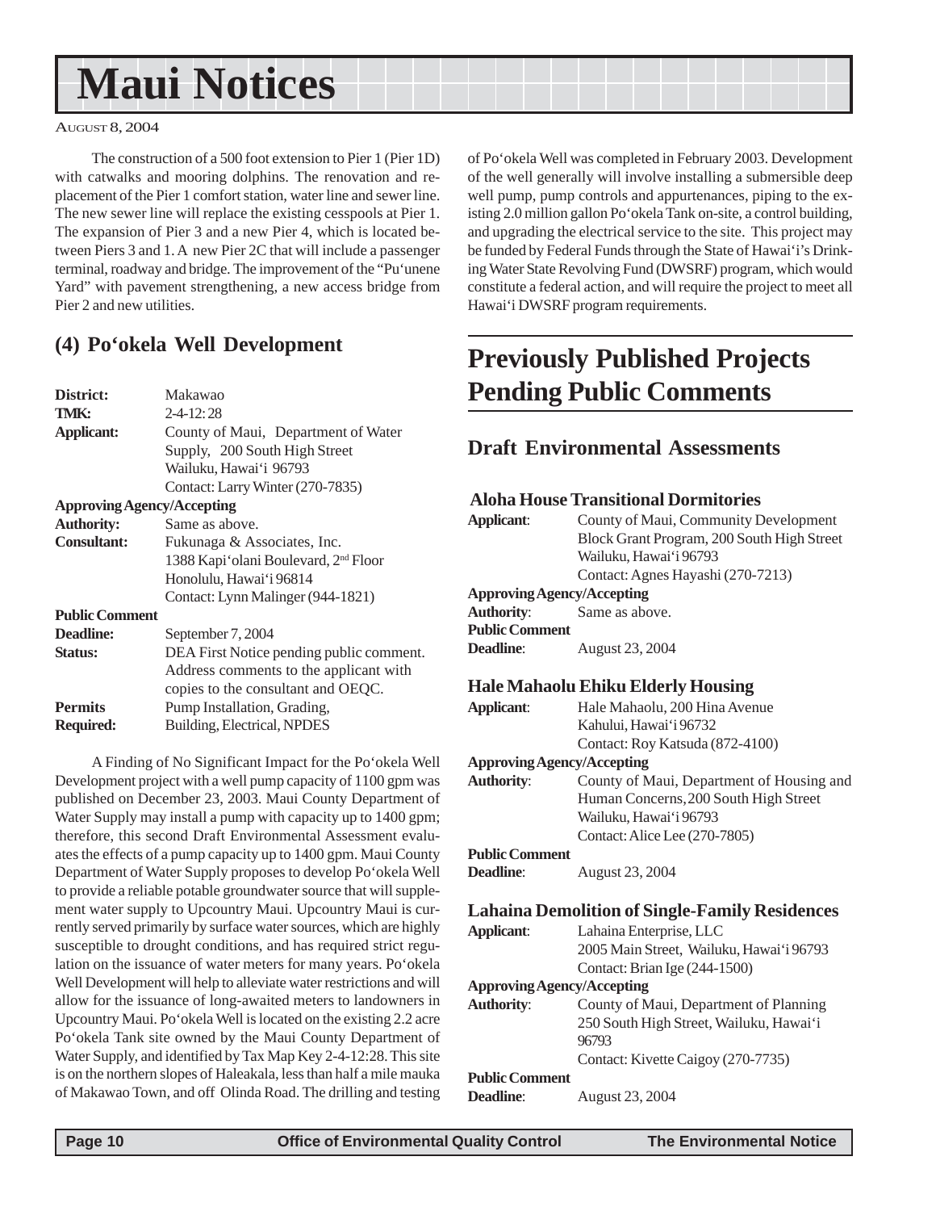# Maui Notices

AUGUST 8, 2004

The construction of a 500 foot extension to Pier 1 (Pier 1D) with catwalks and mooring dolphins. The renovation and replacement of the Pier 1 comfort station, water line and sewer line. The new sewer line will replace the existing cesspools at Pier 1. The expansion of Pier 3 and a new Pier 4, which is located between Piers 3 and 1. A new Pier 2C that will include a passenger terminal, roadway and bridge. The improvement of the "Pu'unene Yard" with pavement strengthening, a new access bridge from Pier 2 and new utilities.

## (4) Po'okela Well Development

**District:** Makawao
**TMK:** 2-4-12: 28
**Applicant:** County of Maui, Department of Water Supply, 200 South High Street Wailuku, Hawai'i 96793 Contact: Larry Winter (270-7835)
**Approving Agency/Accepting Authority:** Same as above.
**Consultant:** Fukunaga & Associates, Inc. 1388 Kapi'olani Boulevard, 2nd Floor Honolulu, Hawai'i 96814 Contact: Lynn Malinger (944-1821)
**Public Comment Deadline:** September 7, 2004
**Status:** DEA First Notice pending public comment. Address comments to the applicant with copies to the consultant and OEQC.
**Permits Required:** Pump Installation, Grading, Building, Electrical, NPDES

A Finding of No Significant Impact for the Po'okela Well Development project with a well pump capacity of 1100 gpm was published on December 23, 2003. Maui County Department of Water Supply may install a pump with capacity up to 1400 gpm; therefore, this second Draft Environmental Assessment evaluates the effects of a pump capacity up to 1400 gpm. Maui County Department of Water Supply proposes to develop Po'okela Well to provide a reliable potable groundwater source that will supplement water supply to Upcountry Maui. Upcountry Maui is currently served primarily by surface water sources, which are highly susceptible to drought conditions, and has required strict regulation on the issuance of water meters for many years. Po'okela Well Development will help to alleviate water restrictions and will allow for the issuance of long-awaited meters to landowners in Upcountry Maui. Po'okela Well is located on the existing 2.2 acre Po'okela Tank site owned by the Maui County Department of Water Supply, and identified by Tax Map Key 2-4-12:28. This site is on the northern slopes of Haleakala, less than half a mile mauka of Makawao Town, and off Olinda Road. The drilling and testing of Po'okela Well was completed in February 2003. Development of the well generally will involve installing a submersible deep well pump, pump controls and appurtenances, piping to the existing 2.0 million gallon Po'okela Tank on-site, a control building, and upgrading the electrical service to the site. This project may be funded by Federal Funds through the State of Hawai'i's Drinking Water State Revolving Fund (DWSRF) program, which would constitute a federal action, and will require the project to meet all Hawai'i DWSRF program requirements.

# Previously Published Projects Pending Public Comments

## Draft Environmental Assessments

### Aloha House Transitional Dormitories

**Applicant**: County of Maui, Community Development Block Grant Program, 200 South High Street Wailuku, Hawai'i 96793 Contact: Agnes Hayashi (270-7213)
**Approving Agency/Accepting Authority**: Same as above.
**Public Comment Deadline**: August 23, 2004

### Hale Mahaolu Ehiku Elderly Housing

**Applicant**: Hale Mahaolu, 200 Hina Avenue Kahului, Hawai'i 96732 Contact: Roy Katsuda (872-4100)
**Approving Agency/Accepting Authority**: County of Maui, Department of Housing and Human Concerns, 200 South High Street Wailuku, Hawai'i 96793 Contact: Alice Lee (270-7805)
**Public Comment Deadline**: August 23, 2004

### Lahaina Demolition of Single-Family Residences

**Applicant**: Lahaina Enterprise, LLC 2005 Main Street, Wailuku, Hawai'i 96793 Contact: Brian Ige (244-1500)
**Approving Agency/Accepting Authority**: County of Maui, Department of Planning 250 South High Street, Wailuku, Hawai'i 96793 Contact: Kivette Caigoy (270-7735)
**Public Comment Deadline**: August 23, 2004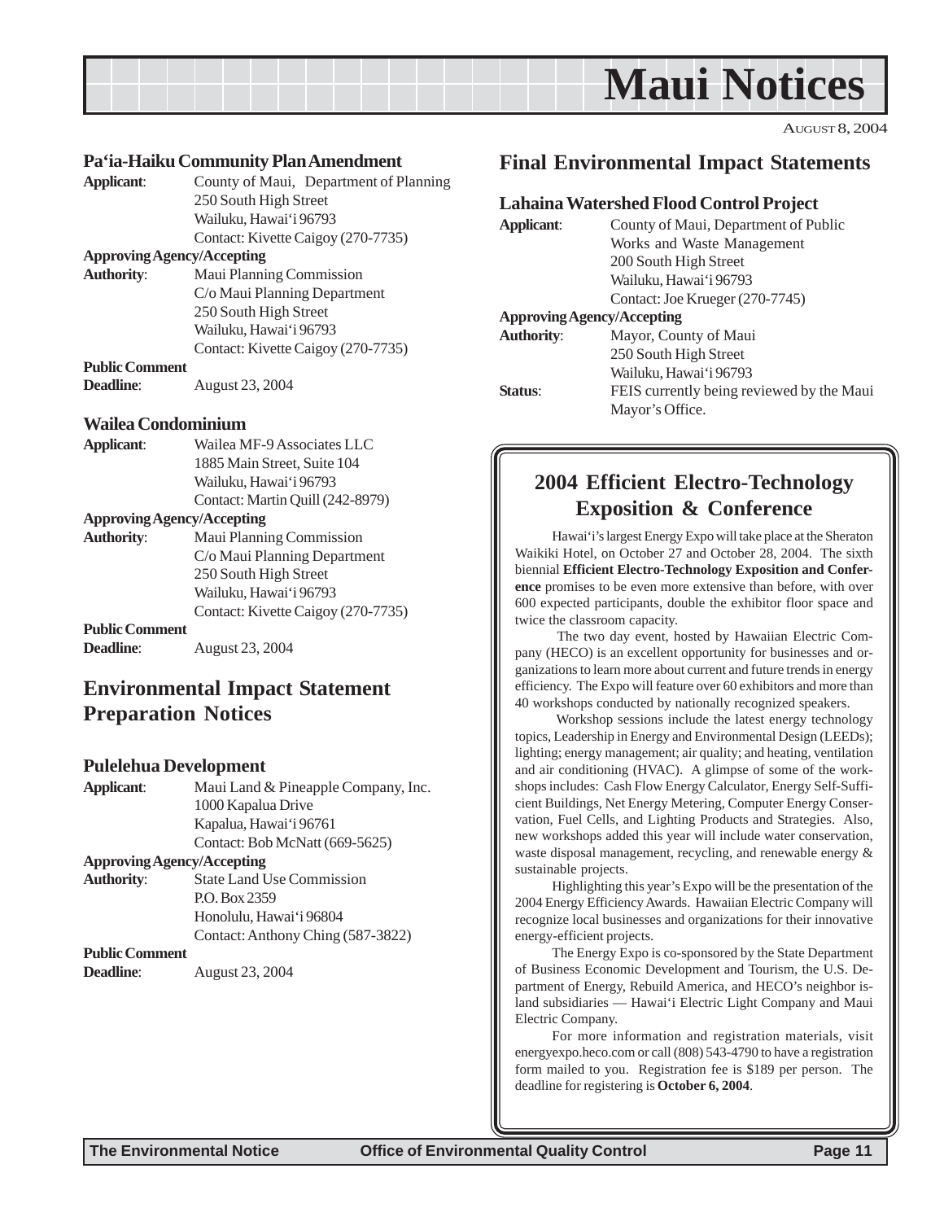# Maui Notices

AUGUST 8, 2004

### Pa'ia-Haiku Community Plan Amendment

**Applicant**: County of Maui, Department of Planning
250 South High Street
Wailuku, Hawai'i 96793
Contact: Kivette Caigoy (270-7735)

**Approving Agency/Accepting Authority**: Maui Planning Commission
C/o Maui Planning Department
250 South High Street
Wailuku, Hawai'i 96793
Contact: Kivette Caigoy (270-7735)

**Public Comment Deadline**: August 23, 2004

### Wailea Condominium

**Applicant**: Wailea MF-9 Associates LLC
1885 Main Street, Suite 104
Wailuku, Hawai'i 96793
Contact: Martin Quill (242-8979)

**Approving Agency/Accepting Authority**: Maui Planning Commission
C/o Maui Planning Department
250 South High Street
Wailuku, Hawai'i 96793
Contact: Kivette Caigoy (270-7735)

**Public Comment Deadline**: August 23, 2004

## Environmental Impact Statement Preparation Notices

### Pulelehua Development

**Applicant**: Maui Land & Pineapple Company, Inc.
1000 Kapalua Drive
Kapalua, Hawai'i 96761
Contact: Bob McNatt (669-5625)

**Approving Agency/Accepting Authority**: State Land Use Commission
P.O. Box 2359
Honolulu, Hawai'i 96804
Contact: Anthony Ching (587-3822)

**Public Comment Deadline**: August 23, 2004

## Final Environmental Impact Statements

### Lahaina Watershed Flood Control Project

**Applicant**: County of Maui, Department of Public Works and Waste Management
200 South High Street
Wailuku, Hawai'i 96793
Contact: Joe Krueger (270-7745)

**Approving Agency/Accepting Authority**: Mayor, County of Maui
250 South High Street
Wailuku, Hawai'i 96793

**Status**: FEIS currently being reviewed by the Maui Mayor's Office.

## 2004 Efficient Electro-Technology Exposition & Conference

Hawai'i's largest Energy Expo will take place at the Sheraton Waikiki Hotel, on October 27 and October 28, 2004. The sixth biennial **Efficient Electro-Technology Exposition and Conference** promises to be even more extensive than before, with over 600 expected participants, double the exhibitor floor space and twice the classroom capacity.

The two day event, hosted by Hawaiian Electric Company (HECO) is an excellent opportunity for businesses and organizations to learn more about current and future trends in energy efficiency. The Expo will feature over 60 exhibitors and more than 40 workshops conducted by nationally recognized speakers.

Workshop sessions include the latest energy technology topics, Leadership in Energy and Environmental Design (LEEDs); lighting; energy management; air quality; and heating, ventilation and air conditioning (HVAC). A glimpse of some of the workshops includes: Cash Flow Energy Calculator, Energy Self-Sufficient Buildings, Net Energy Metering, Computer Energy Conservation, Fuel Cells, and Lighting Products and Strategies. Also, new workshops added this year will include water conservation, waste disposal management, recycling, and renewable energy & sustainable projects.

Highlighting this year's Expo will be the presentation of the 2004 Energy Efficiency Awards. Hawaiian Electric Company will recognize local businesses and organizations for their innovative energy-efficient projects.

The Energy Expo is co-sponsored by the State Department of Business Economic Development and Tourism, the U.S. Department of Energy, Rebuild America, and HECO's neighbor island subsidiaries — Hawai'i Electric Light Company and Maui Electric Company.

For more information and registration materials, visit energyexpo.heco.com or call (808) 543-4790 to have a registration form mailed to you. Registration fee is $189 per person. The deadline for registering is **October 6, 2004**.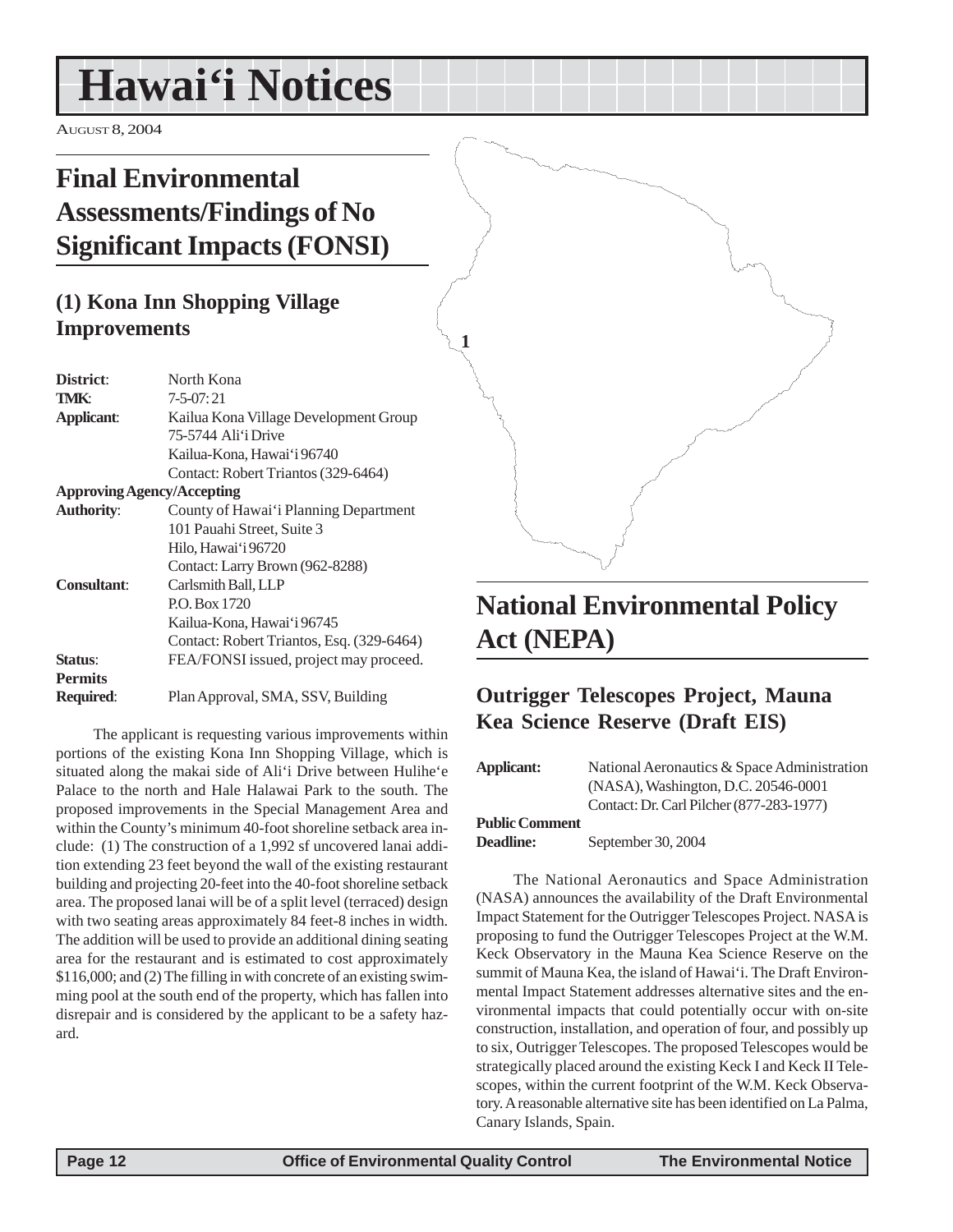# Hawai'i Notices

AUGUST 8, 2004

## Final Environmental Assessments/Findings of No Significant Impacts (FONSI)

### (1) Kona Inn Shopping Village Improvements

**District**: North Kona
**TMK**: 7-5-07: 21
**Applicant**: Kailua Kona Village Development Group
75-5744 Ali'i Drive
Kailua-Kona, Hawai'i 96740
Contact: Robert Triantos (329-6464)
**Approving Agency/Accepting Authority**: County of Hawai'i Planning Department
101 Pauahi Street, Suite 3
Hilo, Hawai'i 96720
Contact: Larry Brown (962-8288)
**Consultant**: Carlsmith Ball, LLP
P.O. Box 1720
Kailua-Kona, Hawai'i 96745
Contact: Robert Triantos, Esq. (329-6464)
**Status**: FEA/FONSI issued, project may proceed.
**Permits Required**: Plan Approval, SMA, SSV, Building

The applicant is requesting various improvements within portions of the existing Kona Inn Shopping Village, which is situated along the makai side of Ali'i Drive between Hulihe'e Palace to the north and Hale Halawai Park to the south. The proposed improvements in the Special Management Area and within the County's minimum 40-foot shoreline setback area include: (1) The construction of a 1,992 sf uncovered lanai addition extending 23 feet beyond the wall of the existing restaurant building and projecting 20-feet into the 40-foot shoreline setback area. The proposed lanai will be of a split level (terraced) design with two seating areas approximately 84 feet-8 inches in width. The addition will be used to provide an additional dining seating area for the restaurant and is estimated to cost approximately $116,000; and (2) The filling in with concrete of an existing swimming pool at the south end of the property, which has fallen into disrepair and is considered by the applicant to be a safety hazard.

## National Environmental Policy Act (NEPA)

### Outrigger Telescopes Project, Mauna Kea Science Reserve (Draft EIS)

**Applicant:** National Aeronautics & Space Administration (NASA), Washington, D.C. 20546-0001
Contact: Dr. Carl Pilcher (877-283-1977)
**Public Comment Deadline:** September 30, 2004

The National Aeronautics and Space Administration (NASA) announces the availability of the Draft Environmental Impact Statement for the Outrigger Telescopes Project. NASA is proposing to fund the Outrigger Telescopes Project at the W.M. Keck Observatory in the Mauna Kea Science Reserve on the summit of Mauna Kea, the island of Hawai'i. The Draft Environmental Impact Statement addresses alternative sites and the environmental impacts that could potentially occur with on-site construction, installation, and operation of four, and possibly up to six, Outrigger Telescopes. The proposed Telescopes would be strategically placed around the existing Keck I and Keck II Telescopes, within the current footprint of the W.M. Keck Observatory. A reasonable alternative site has been identified on La Palma, Canary Islands, Spain.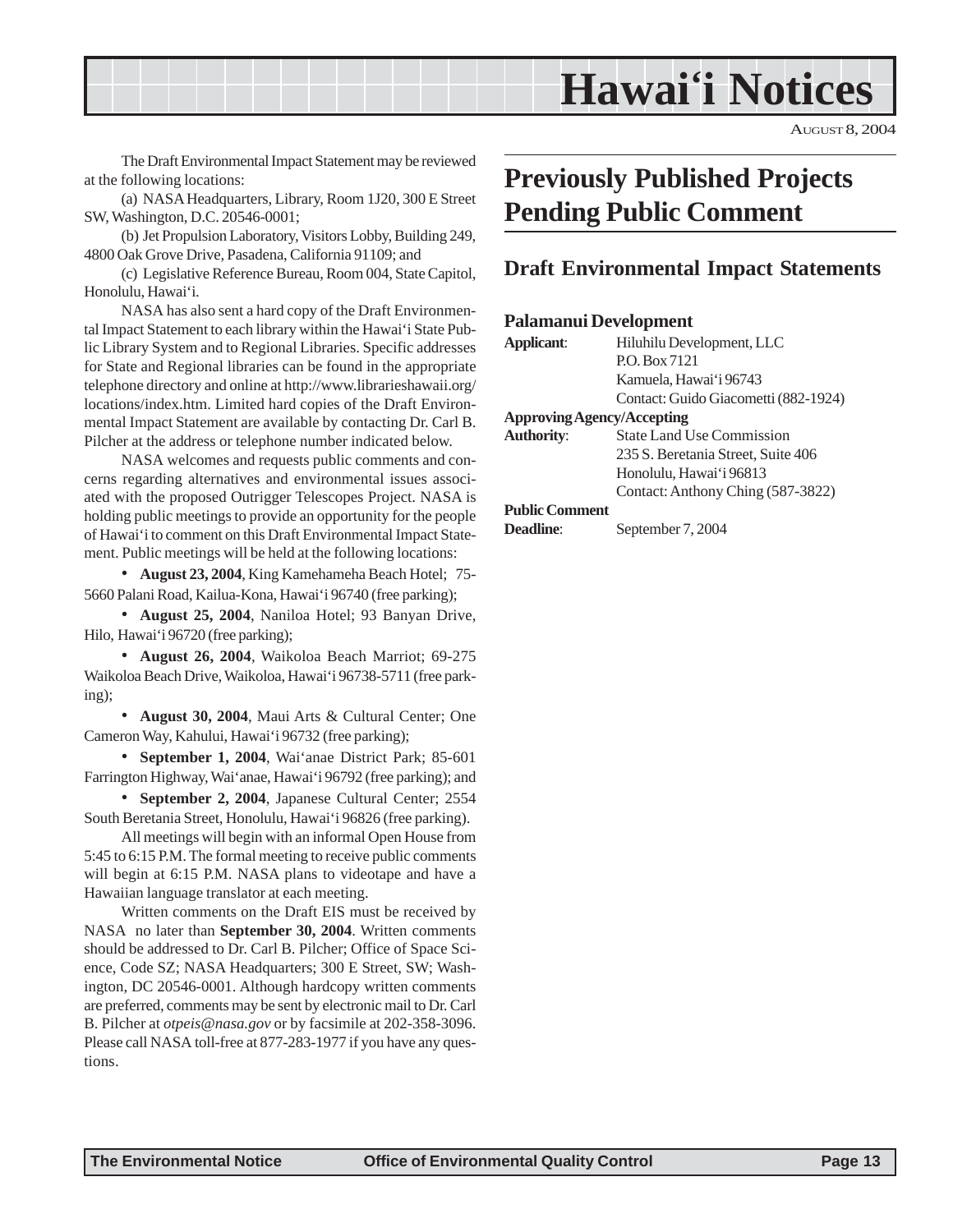The Draft Environmental Impact Statement may be reviewed at the following locations:

(a) NASA Headquarters, Library, Room 1J20, 300 E Street SW, Washington, D.C. 20546-0001;

(b) Jet Propulsion Laboratory, Visitors Lobby, Building 249, 4800 Oak Grove Drive, Pasadena, California 91109; and

(c) Legislative Reference Bureau, Room 004, State Capitol, Honolulu, Hawai'i.

NASA has also sent a hard copy of the Draft Environmental Impact Statement to each library within the Hawai'i State Public Library System and to Regional Libraries. Specific addresses for State and Regional libraries can be found in the appropriate telephone directory and online at http://www.librarieshawaii.org/locations/index.htm. Limited hard copies of the Draft Environmental Impact Statement are available by contacting Dr. Carl B. Pilcher at the address or telephone number indicated below.

NASA welcomes and requests public comments and concerns regarding alternatives and environmental issues associated with the proposed Outrigger Telescopes Project. NASA is holding public meetings to provide an opportunity for the people of Hawai'i to comment on this Draft Environmental Impact Statement. Public meetings will be held at the following locations:

- **August 23, 2004**, King Kamehameha Beach Hotel; 75-5660 Palani Road, Kailua-Kona, Hawai'i 96740 (free parking);
- **August 25, 2004**, Naniloa Hotel; 93 Banyan Drive, Hilo, Hawai'i 96720 (free parking);
- **August 26, 2004**, Waikoloa Beach Marriot; 69-275 Waikoloa Beach Drive, Waikoloa, Hawai'i 96738-5711 (free parking);
- **August 30, 2004**, Maui Arts & Cultural Center; One Cameron Way, Kahului, Hawai'i 96732 (free parking);
- **September 1, 2004**, Wai'anae District Park; 85-601 Farrington Highway, Wai'anae, Hawai'i 96792 (free parking); and
- **September 2, 2004**, Japanese Cultural Center; 2554 South Beretania Street, Honolulu, Hawai'i 96826 (free parking).

All meetings will begin with an informal Open House from 5:45 to 6:15 P.M. The formal meeting to receive public comments will begin at 6:15 P.M. NASA plans to videotape and have a Hawaiian language translator at each meeting.

Written comments on the Draft EIS must be received by NASA no later than **September 30, 2004**. Written comments should be addressed to Dr. Carl B. Pilcher; Office of Space Science, Code SZ; NASA Headquarters; 300 E Street, SW; Washington, DC 20546-0001. Although hardcopy written comments are preferred, comments may be sent by electronic mail to Dr. Carl B. Pilcher at *otpeis@nasa.gov* or by facsimile at 202-358-3096. Please call NASA toll-free at 877-283-1977 if you have any questions.

# Previously Published Projects Pending Public Comment

## Draft Environmental Impact Statements

### Palamanui Development

**Applicant**: Hiluhilu Development, LLC
P.O. Box 7121
Kamuela, Hawai'i 96743
Contact: Guido Giacometti (882-1924)

**Approving Agency/Accepting Authority**: State Land Use Commission
235 S. Beretania Street, Suite 406
Honolulu, Hawai'i 96813
Contact: Anthony Ching (587-3822)

**Public Comment Deadline**: September 7, 2004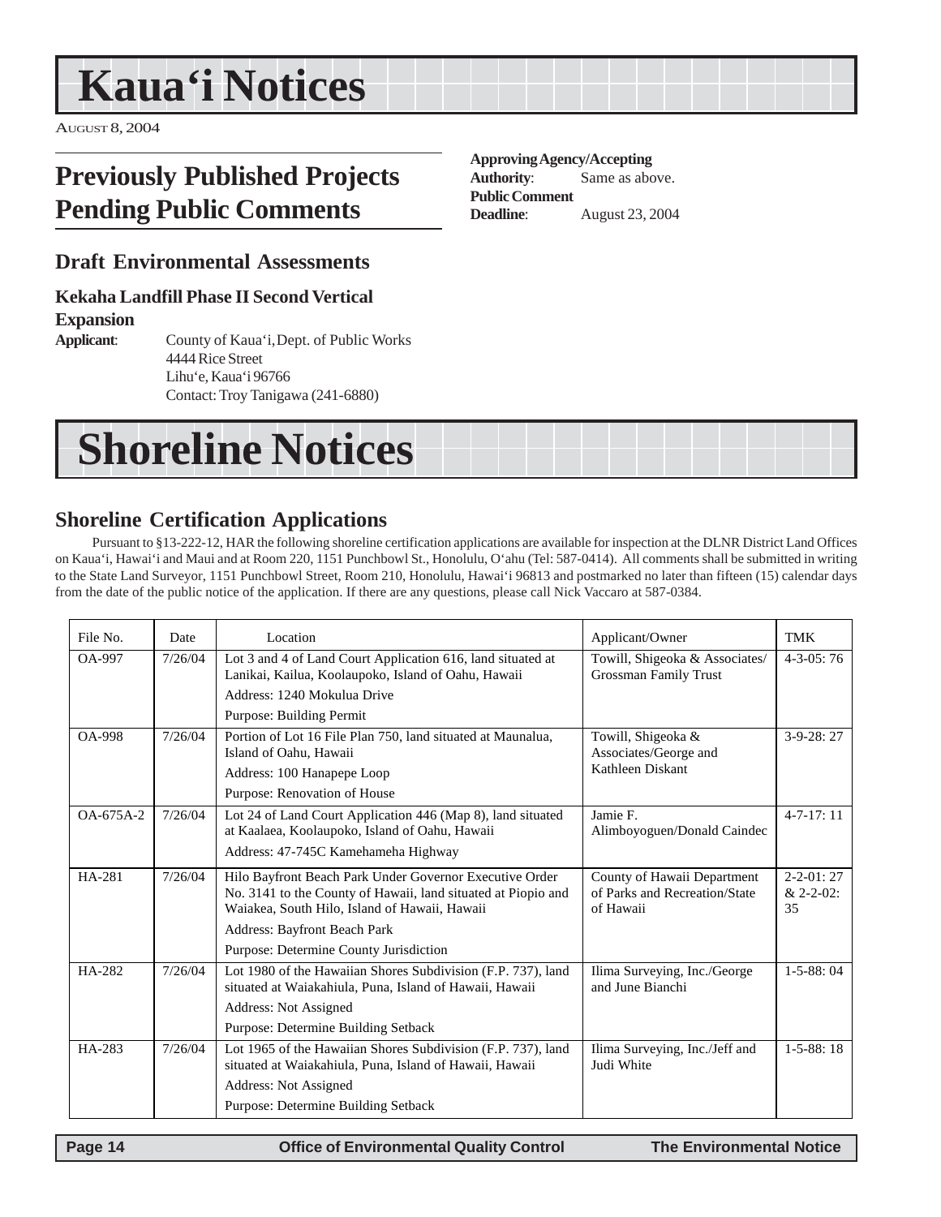# Kaua'i Notices

AUGUST 8, 2004

## Previously Published Projects Pending Public Comments

### Draft Environmental Assessments

#### Kekaha Landfill Phase II Second Vertical Expansion

**Applicant**: County of Kaua'i, Dept. of Public Works
4444 Rice Street
Lihu'e, Kaua'i 96766
Contact: Troy Tanigawa (241-6880)

**Approving Agency/Accepting Authority**: Same as above.
**Public Comment Deadline**: August 23, 2004

# Shoreline Notices

### Shoreline Certification Applications

Pursuant to §13-222-12, HAR the following shoreline certification applications are available for inspection at the DLNR District Land Offices on Kaua'i, Hawai'i and Maui and at Room 220, 1151 Punchbowl St., Honolulu, O'ahu (Tel: 587-0414). All comments shall be submitted in writing to the State Land Surveyor, 1151 Punchbowl Street, Room 210, Honolulu, Hawai'i 96813 and postmarked no later than fifteen (15) calendar days from the date of the public notice of the application. If there are any questions, please call Nick Vaccaro at 587-0384.

| File No. | Date | Location | Applicant/Owner | TMK |
|---|---|---|---|---|
| OA-997 | 7/26/04 | Lot 3 and 4 of Land Court Application 616, land situated at Lanikai, Kailua, Koolaupoko, Island of Oahu, Hawaii<br>Address: 1240 Mokulua Drive<br>Purpose: Building Permit | Towill, Shigeoka & Associates/ Grossman Family Trust | 4-3-05: 76 |
| OA-998 | 7/26/04 | Portion of Lot 16 File Plan 750, land situated at Maunalua, Island of Oahu, Hawaii<br>Address: 100 Hanapepe Loop<br>Purpose: Renovation of House | Towill, Shigeoka & Associates/George and Kathleen Diskant | 3-9-28: 27 |
| OA-675A-2 | 7/26/04 | Lot 24 of Land Court Application 446 (Map 8), land situated at Kaalaea, Koolaupoko, Island of Oahu, Hawaii<br>Address: 47-745C Kamehameha Highway | Jamie F. Alimboyoguen/Donald Caindec | 4-7-17: 11 |
| HA-281 | 7/26/04 | Hilo Bayfront Beach Park Under Governor Executive Order No. 3141 to the County of Hawaii, land situated at Piopio and Waiakea, South Hilo, Island of Hawaii, Hawaii<br>Address: Bayfront Beach Park<br>Purpose: Determine County Jurisdiction | County of Hawaii Department of Parks and Recreation/State of Hawaii | 2-2-01: 27 & 2-2-02: 35 |
| HA-282 | 7/26/04 | Lot 1980 of the Hawaiian Shores Subdivision (F.P. 737), land situated at Waiakahiula, Puna, Island of Hawaii, Hawaii<br>Address: Not Assigned<br>Purpose: Determine Building Setback | Ilima Surveying, Inc./George and June Bianchi | 1-5-88: 04 |
| HA-283 | 7/26/04 | Lot 1965 of the Hawaiian Shores Subdivision (F.P. 737), land situated at Waiakahiula, Puna, Island of Hawaii, Hawaii<br>Address: Not Assigned<br>Purpose: Determine Building Setback | Ilima Surveying, Inc./Jeff and Judi White | 1-5-88: 18 |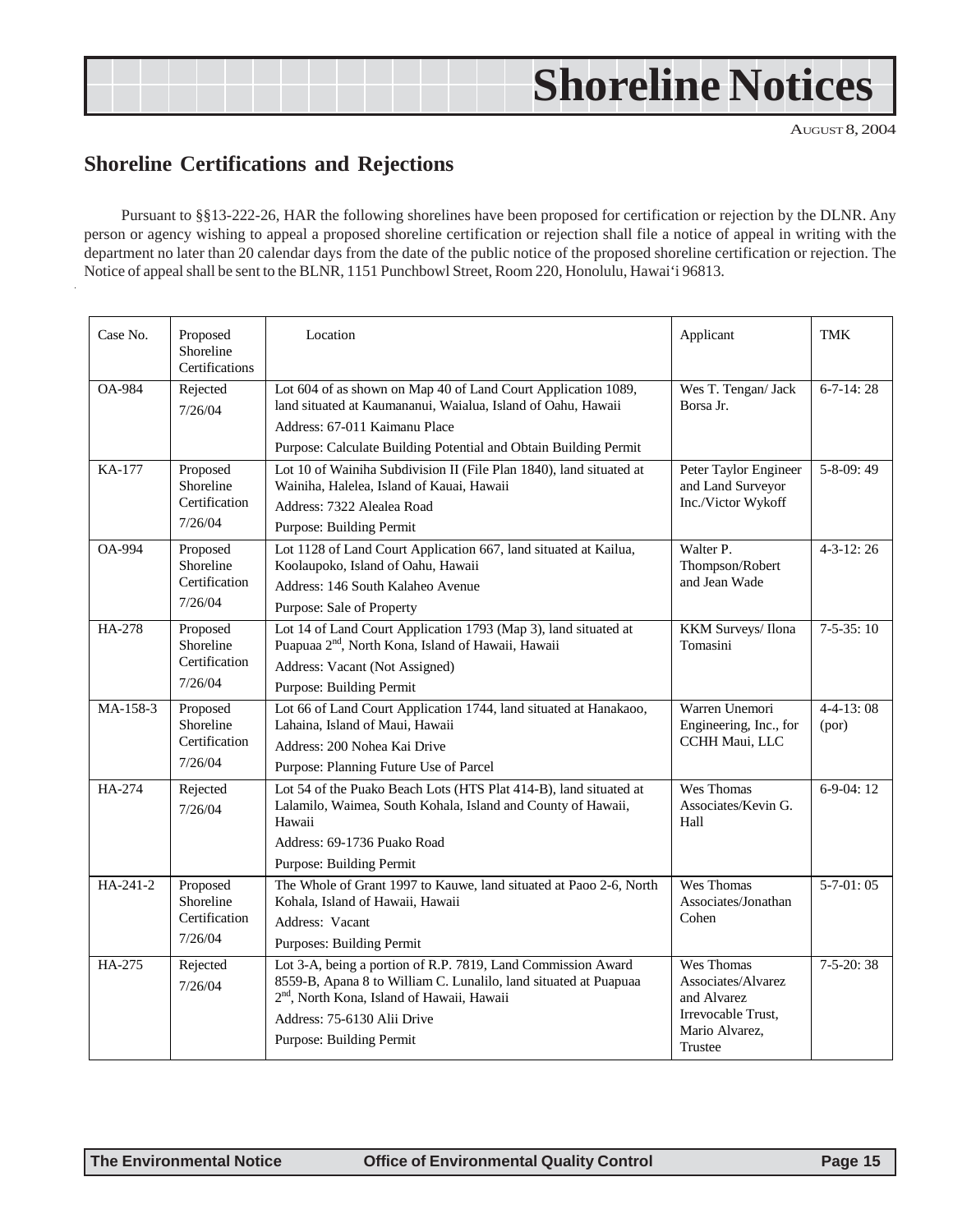# Shoreline Notices

AUGUST 8, 2004

## Shoreline Certifications and Rejections

Pursuant to §§13-222-26, HAR the following shorelines have been proposed for certification or rejection by the DLNR. Any person or agency wishing to appeal a proposed shoreline certification or rejection shall file a notice of appeal in writing with the department no later than 20 calendar days from the date of the public notice of the proposed shoreline certification or rejection. The Notice of appeal shall be sent to the BLNR, 1151 Punchbowl Street, Room 220, Honolulu, Hawai'i 96813.

| Case No. | Proposed Shoreline Certifications | Location | Applicant | TMK |
|---|---|---|---|---|
| OA-984 | Rejected 7/26/04 | Lot 604 of as shown on Map 40 of Land Court Application 1089, land situated at Kaumananui, Waialua, Island of Oahu, Hawaii<br>Address: 67-011 Kaimanu Place<br>Purpose: Calculate Building Potential and Obtain Building Permit | Wes T. Tengan/ Jack Borsa Jr. | 6-7-14: 28 |
| KA-177 | Proposed Shoreline Certification 7/26/04 | Lot 10 of Wainiha Subdivision II (File Plan 1840), land situated at Wainiha, Halelea, Island of Kauai, Hawaii<br>Address: 7322 Alealea Road<br>Purpose: Building Permit | Peter Taylor Engineer and Land Surveyor Inc./Victor Wykoff | 5-8-09: 49 |
| OA-994 | Proposed Shoreline Certification 7/26/04 | Lot 1128 of Land Court Application 667, land situated at Kailua, Koolaupoko, Island of Oahu, Hawaii<br>Address: 146 South Kalaheo Avenue<br>Purpose: Sale of Property | Walter P. Thompson/Robert and Jean Wade | 4-3-12: 26 |
| HA-278 | Proposed Shoreline Certification 7/26/04 | Lot 14 of Land Court Application 1793 (Map 3), land situated at Puapuaa 2nd, North Kona, Island of Hawaii, Hawaii<br>Address: Vacant (Not Assigned)<br>Purpose: Building Permit | KKM Surveys/ Ilona Tomasini | 7-5-35: 10 |
| MA-158-3 | Proposed Shoreline Certification 7/26/04 | Lot 66 of Land Court Application 1744, land situated at Hanakaoo, Lahaina, Island of Maui, Hawaii<br>Address: 200 Nohea Kai Drive<br>Purpose: Planning Future Use of Parcel | Warren Unemori Engineering, Inc., for CCHH Maui, LLC | 4-4-13: 08 (por) |
| HA-274 | Rejected 7/26/04 | Lot 54 of the Puako Beach Lots (HTS Plat 414-B), land situated at Lalamilo, Waimea, South Kohala, Island and County of Hawaii, Hawaii<br>Address: 69-1736 Puako Road<br>Purpose: Building Permit | Wes Thomas Associates/Kevin G. Hall | 6-9-04: 12 |
| HA-241-2 | Proposed Shoreline Certification 7/26/04 | The Whole of Grant 1997 to Kauwe, land situated at Paoo 2-6, North Kohala, Island of Hawaii, Hawaii<br>Address: Vacant<br>Purposes: Building Permit | Wes Thomas Associates/Jonathan Cohen | 5-7-01: 05 |
| HA-275 | Rejected 7/26/04 | Lot 3-A, being a portion of R.P. 7819, Land Commission Award 8559-B, Apana 8 to William C. Lunalilo, land situated at Puapuaa 2nd, North Kona, Island of Hawaii, Hawaii<br>Address: 75-6130 Alii Drive<br>Purpose: Building Permit | Wes Thomas Associates/Alvarez and Alvarez Irrevocable Trust, Mario Alvarez, Trustee | 7-5-20: 38 |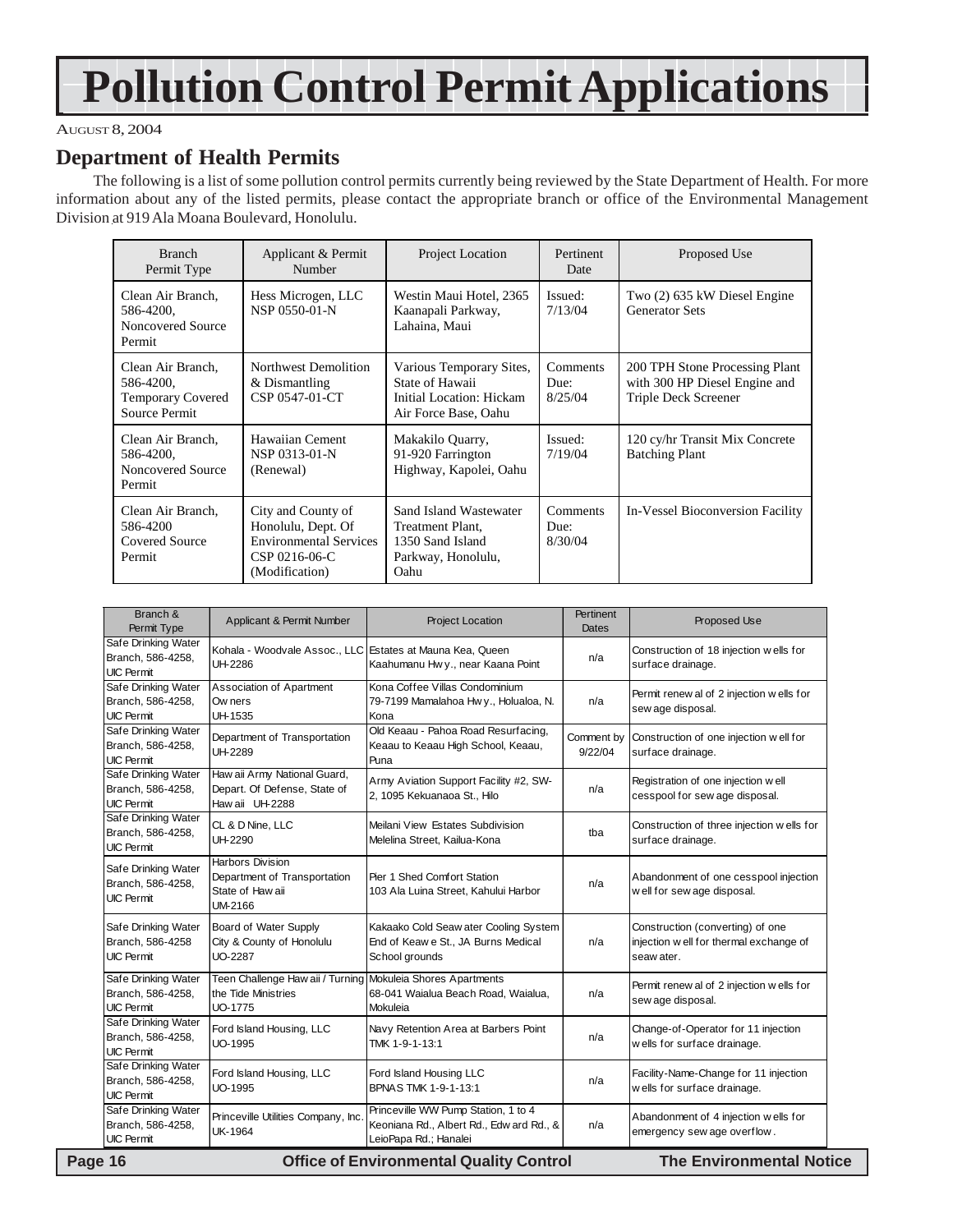# Pollution Control Permit Applications

AUGUST 8, 2004

## Department of Health Permits

The following is a list of some pollution control permits currently being reviewed by the State Department of Health. For more information about any of the listed permits, please contact the appropriate branch or office of the Environmental Management Division at 919 Ala Moana Boulevard, Honolulu.

| Branch Permit Type | Applicant & Permit Number | Project Location | Pertinent Date | Proposed Use |
|---|---|---|---|---|
| Clean Air Branch, 586-4200, Noncovered Source Permit | Hess Microgen, LLC NSP 0550-01-N | Westin Maui Hotel, 2365 Kaanapali Parkway, Lahaina, Maui | Issued: 7/13/04 | Two (2) 635 kW Diesel Engine Generator Sets |
| Clean Air Branch, 586-4200, Temporary Covered Source Permit | Northwest Demolition & Dismantling CSP 0547-01-CT | Various Temporary Sites, State of Hawaii Initial Location: Hickam Air Force Base, Oahu | Comments Due: 8/25/04 | 200 TPH Stone Processing Plant with 300 HP Diesel Engine and Triple Deck Screener |
| Clean Air Branch, 586-4200, Noncovered Source Permit | Hawaiian Cement NSP 0313-01-N (Renewal) | Makakilo Quarry, 91-920 Farrington Highway, Kapolei, Oahu | Issued: 7/19/04 | 120 cy/hr Transit Mix Concrete Batching Plant |
| Clean Air Branch, 586-4200 Covered Source Permit | City and County of Honolulu, Dept. Of Environmental Services CSP 0216-06-C (Modification) | Sand Island Wastewater Treatment Plant, 1350 Sand Island Parkway, Honolulu, Oahu | Comments Due: 8/30/04 | In-Vessel Bioconversion Facility |

| Branch & Permit Type | Applicant & Permit Number | Project Location | Pertinent Dates | Proposed Use |
|---|---|---|---|---|
| Safe Drinking Water Branch, 586-4258, UIC Permit | Kohala - Woodvale Assoc., LLC UH-2286 | Estates at Mauna Kea, Queen Kaahumanu Hwy., near Kaana Point | n/a | Construction of 18 injection wells for surface drainage. |
| Safe Drinking Water Branch, 586-4258, UIC Permit | Association of Apartment Owners UH-1535 | Kona Coffee Villas Condominium 79-7199 Mamalahoa Hwy., Holualoa, N. Kona | n/a | Permit renewal of 2 injection wells for sewage disposal. |
| Safe Drinking Water Branch, 586-4258, UIC Permit | Department of Transportation UH-2289 | Old Keaau - Pahoa Road Resurfacing, Keaau to Keaau High School, Keaau, Puna | Comment by 9/22/04 | Construction of one injection well for surface drainage. |
| Safe Drinking Water Branch, 586-4258, UIC Permit | Hawaii Army National Guard, Depart. Of Defense, State of Hawaii UH-2288 | Army Aviation Support Facility #2, SW-2, 1095 Kekuanaoa St., Hilo | n/a | Registration of one injection well cesspool for sewage disposal. |
| Safe Drinking Water Branch, 586-4258, UIC Permit | CL & D Nine, LLC UH-2290 | Meilani View Estates Subdivision Melelina Street, Kailua-Kona | tba | Construction of three injection wells for surface drainage. |
| Safe Drinking Water Branch, 586-4258, UIC Permit | Harbors Division Department of Transportation State of Hawaii UM-2166 | Pier 1 Shed Comfort Station 103 Ala Luina Street, Kahului Harbor | n/a | Abandonment of one cesspool injection well for sewage disposal. |
| Safe Drinking Water Branch, 586-4258 UIC Permit | Board of Water Supply City & County of Honolulu UO-2287 | Kakaako Cold Seawater Cooling System End of Keawe St., JA Burns Medical School grounds | n/a | Construction (converting) of one injection well for thermal exchange of seawater. |
| Safe Drinking Water Branch, 586-4258, UIC Permit | Teen Challenge Hawaii / Turning the Tide Ministries UO-1775 | Mokuleia Shores Apartments 68-041 Waialua Beach Road, Waialua, Mokuleia | n/a | Permit renewal of 2 injection wells for sewage disposal. |
| Safe Drinking Water Branch, 586-4258, UIC Permit | Ford Island Housing, LLC UO-1995 | Navy Retention Area at Barbers Point TMK 1-9-1-13:1 | n/a | Change-of-Operator for 11 injection wells for surface drainage. |
| Safe Drinking Water Branch, 586-4258, UIC Permit | Ford Island Housing, LLC UO-1995 | Ford Island Housing LLC BPNAS TMK 1-9-1-13:1 | n/a | Facility-Name-Change for 11 injection wells for surface drainage. |
| Safe Drinking Water Branch, 586-4258, UIC Permit | Princeville Utilities Company, Inc. UK-1964 | Princeville WW Pump Station, 1 to 4 Keoniana Rd., Albert Rd., Edward Rd., & LeioPapa Rd.; Hanalei | n/a | Abandonment of 4 injection wells for emergency sewage overflow. |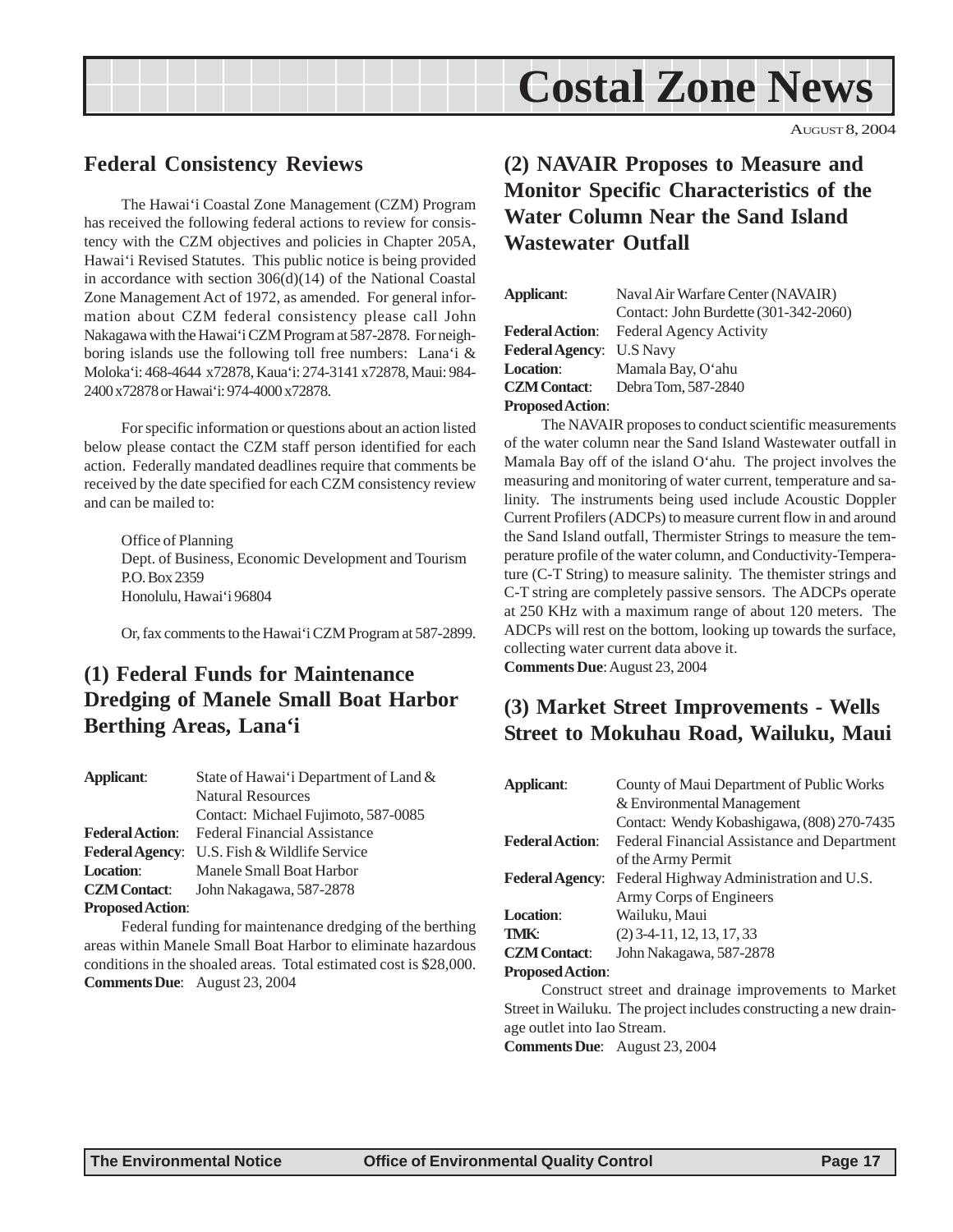# Costal Zone News

AUGUST 8, 2004

## Federal Consistency Reviews

The Hawai'i Coastal Zone Management (CZM) Program has received the following federal actions to review for consistency with the CZM objectives and policies in Chapter 205A, Hawai'i Revised Statutes. This public notice is being provided in accordance with section 306(d)(14) of the National Coastal Zone Management Act of 1972, as amended. For general information about CZM federal consistency please call John Nakagawa with the Hawai'i CZM Program at 587-2878. For neighboring islands use the following toll free numbers: Lana'i & Moloka'i: 468-4644 x72878, Kaua'i: 274-3141 x72878, Maui: 984-2400 x72878 or Hawai'i: 974-4000 x72878.

For specific information or questions about an action listed below please contact the CZM staff person identified for each action. Federally mandated deadlines require that comments be received by the date specified for each CZM consistency review and can be mailed to:

Office of Planning
Dept. of Business, Economic Development and Tourism
P.O. Box 2359
Honolulu, Hawai'i 96804

Or, fax comments to the Hawai'i CZM Program at 587-2899.

## (1) Federal Funds for Maintenance Dredging of Manele Small Boat Harbor Berthing Areas, Lana'i

**Applicant**: State of Hawai'i Department of Land & Natural Resources
Contact: Michael Fujimoto, 587-0085
**Federal Action**: Federal Financial Assistance
**Federal Agency**: U.S. Fish & Wildlife Service
**Location**: Manele Small Boat Harbor
**CZM Contact**: John Nakagawa, 587-2878
**Proposed Action**:

Federal funding for maintenance dredging of the berthing areas within Manele Small Boat Harbor to eliminate hazardous conditions in the shoaled areas. Total estimated cost is $28,000.

**Comments Due**: August 23, 2004

## (2) NAVAIR Proposes to Measure and Monitor Specific Characteristics of the Water Column Near the Sand Island Wastewater Outfall

**Applicant**: Naval Air Warfare Center (NAVAIR)
Contact: John Burdette (301-342-2060)
**Federal Action**: Federal Agency Activity
**Federal Agency**: U.S Navy
**Location**: Mamala Bay, O'ahu
**CZM Contact**: Debra Tom, 587-2840
**Proposed Action**:

The NAVAIR proposes to conduct scientific measurements of the water column near the Sand Island Wastewater outfall in Mamala Bay off of the island O'ahu. The project involves the measuring and monitoring of water current, temperature and salinity. The instruments being used include Acoustic Doppler Current Profilers (ADCPs) to measure current flow in and around the Sand Island outfall, Thermister Strings to measure the temperature profile of the water column, and Conductivity-Temperature (C-T String) to measure salinity. The themister strings and C-T string are completely passive sensors. The ADCPs operate at 250 KHz with a maximum range of about 120 meters. The ADCPs will rest on the bottom, looking up towards the surface, collecting water current data above it.

**Comments Due**: August 23, 2004

## (3) Market Street Improvements - Wells Street to Mokuhau Road, Wailuku, Maui

**Applicant**: County of Maui Department of Public Works & Environmental Management
Contact: Wendy Kobashigawa, (808) 270-7435
**Federal Action**: Federal Financial Assistance and Department of the Army Permit
**Federal Agency**: Federal Highway Administration and U.S. Army Corps of Engineers
**Location**: Wailuku, Maui
**TMK**: (2) 3-4-11, 12, 13, 17, 33
**CZM Contact**: John Nakagawa, 587-2878
**Proposed Action**:

Construct street and drainage improvements to Market Street in Wailuku. The project includes constructing a new drainage outlet into Iao Stream.

**Comments Due**: August 23, 2004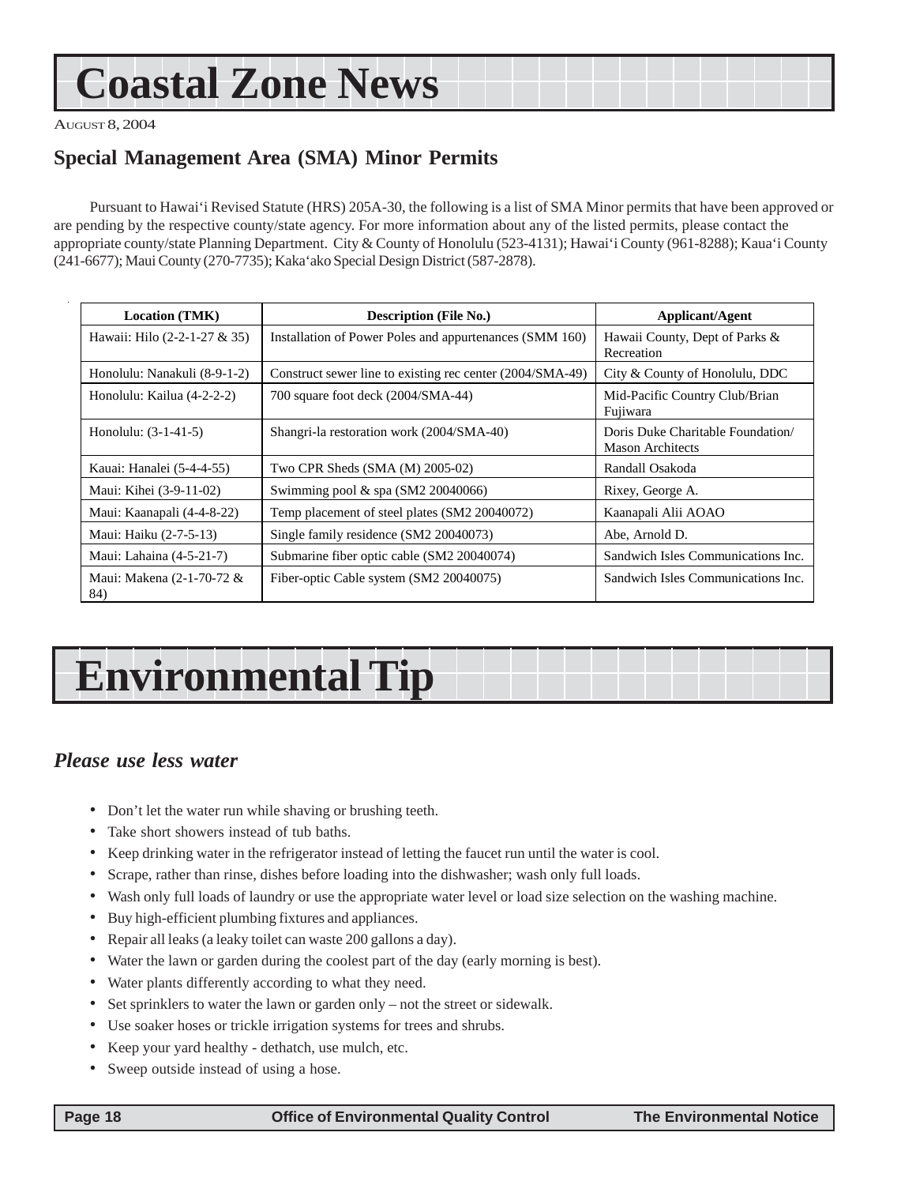# Coastal Zone News

AUGUST 8, 2004

## Special Management Area (SMA) Minor Permits

Pursuant to Hawai‘i Revised Statute (HRS) 205A-30, the following is a list of SMA Minor permits that have been approved or are pending by the respective county/state agency. For more information about any of the listed permits, please contact the appropriate county/state Planning Department. City & County of Honolulu (523-4131); Hawai‘i County (961-8288); Kaua‘i County (241-6677); Maui County (270-7735); Kaka‘ako Special Design District (587-2878).

| Location (TMK) | Description (File No.) | Applicant/Agent |
|---|---|---|
| Hawaii: Hilo (2-2-1-27 & 35) | Installation of Power Poles and appurtenances (SMM 160) | Hawaii County, Dept of Parks & Recreation |
| Honolulu: Nanakuli (8-9-1-2) | Construct sewer line to existing rec center (2004/SMA-49) | City & County of Honolulu, DDC |
| Honolulu: Kailua (4-2-2-2) | 700 square foot deck (2004/SMA-44) | Mid-Pacific Country Club/Brian Fujiwara |
| Honolulu: (3-1-41-5) | Shangri-la restoration work (2004/SMA-40) | Doris Duke Charitable Foundation/ Mason Architects |
| Kauai: Hanalei (5-4-4-55) | Two CPR Sheds (SMA (M) 2005-02) | Randall Osakoda |
| Maui: Kihei (3-9-11-02) | Swimming pool & spa (SM2 20040066) | Rixey, George A. |
| Maui: Kaanapali (4-4-8-22) | Temp placement of steel plates (SM2 20040072) | Kaanapali Alii AOAO |
| Maui: Haiku (2-7-5-13) | Single family residence (SM2 20040073) | Abe, Arnold D. |
| Maui: Lahaina (4-5-21-7) | Submarine fiber optic cable (SM2 20040074) | Sandwich Isles Communications Inc. |
| Maui: Makena (2-1-70-72 & 84) | Fiber-optic Cable system (SM2 20040075) | Sandwich Isles Communications Inc. |

# Environmental Tip

### *Please use less water*

- Don’t let the water run while shaving or brushing teeth.
- Take short showers instead of tub baths.
- Keep drinking water in the refrigerator instead of letting the faucet run until the water is cool.
- Scrape, rather than rinse, dishes before loading into the dishwasher; wash only full loads.
- Wash only full loads of laundry or use the appropriate water level or load size selection on the washing machine.
- Buy high-efficient plumbing fixtures and appliances.
- Repair all leaks (a leaky toilet can waste 200 gallons a day).
- Water the lawn or garden during the coolest part of the day (early morning is best).
- Water plants differently according to what they need.
- Set sprinklers to water the lawn or garden only – not the street or sidewalk.
- Use soaker hoses or trickle irrigation systems for trees and shrubs.
- Keep your yard healthy - dethatch, use mulch, etc.
- Sweep outside instead of using a hose.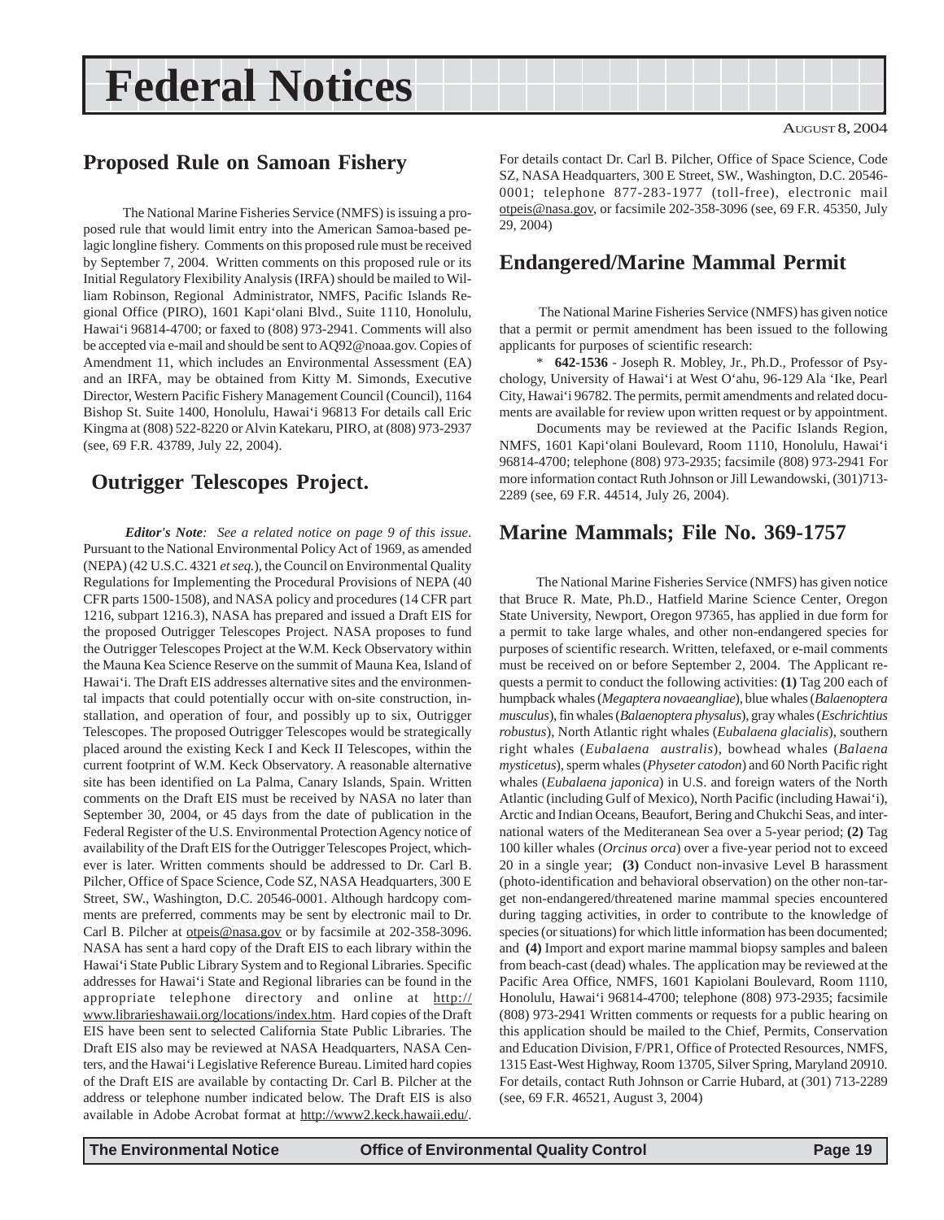# Federal Notices

AUGUST 8, 2004

## Proposed Rule on Samoan Fishery

The National Marine Fisheries Service (NMFS) is issuing a proposed rule that would limit entry into the American Samoa-based pelagic longline fishery. Comments on this proposed rule must be received by September 7, 2004. Written comments on this proposed rule or its Initial Regulatory Flexibility Analysis (IRFA) should be mailed to William Robinson, Regional Administrator, NMFS, Pacific Islands Regional Office (PIRO), 1601 Kapi'olani Blvd., Suite 1110, Honolulu, Hawai'i 96814-4700; or faxed to (808) 973-2941. Comments will also be accepted via e-mail and should be sent to AQ92@noaa.gov. Copies of Amendment 11, which includes an Environmental Assessment (EA) and an IRFA, may be obtained from Kitty M. Simonds, Executive Director, Western Pacific Fishery Management Council (Council), 1164 Bishop St. Suite 1400, Honolulu, Hawai'i 96813 For details call Eric Kingma at (808) 522-8220 or Alvin Katekaru, PIRO, at (808) 973-2937 (see, 69 F.R. 43789, July 22, 2004).

## Outrigger Telescopes Project.

***Editor's Note**: See a related notice on page 9 of this issue*. Pursuant to the National Environmental Policy Act of 1969, as amended (NEPA) (42 U.S.C. 4321 *et seq.*), the Council on Environmental Quality Regulations for Implementing the Procedural Provisions of NEPA (40 CFR parts 1500-1508), and NASA policy and procedures (14 CFR part 1216, subpart 1216.3), NASA has prepared and issued a Draft EIS for the proposed Outrigger Telescopes Project. NASA proposes to fund the Outrigger Telescopes Project at the W.M. Keck Observatory within the Mauna Kea Science Reserve on the summit of Mauna Kea, Island of Hawai'i. The Draft EIS addresses alternative sites and the environmental impacts that could potentially occur with on-site construction, installation, and operation of four, and possibly up to six, Outrigger Telescopes. The proposed Outrigger Telescopes would be strategically placed around the existing Keck I and Keck II Telescopes, within the current footprint of W.M. Keck Observatory. A reasonable alternative site has been identified on La Palma, Canary Islands, Spain. Written comments on the Draft EIS must be received by NASA no later than September 30, 2004, or 45 days from the date of publication in the Federal Register of the U.S. Environmental Protection Agency notice of availability of the Draft EIS for the Outrigger Telescopes Project, whichever is later. Written comments should be addressed to Dr. Carl B. Pilcher, Office of Space Science, Code SZ, NASA Headquarters, 300 E Street, SW., Washington, D.C. 20546-0001. Although hardcopy comments are preferred, comments may be sent by electronic mail to Dr. Carl B. Pilcher at otpeis@nasa.gov or by facsimile at 202-358-3096. NASA has sent a hard copy of the Draft EIS to each library within the Hawai'i State Public Library System and to Regional Libraries. Specific addresses for Hawai'i State and Regional libraries can be found in the appropriate telephone directory and online at http://www.librarieshawaii.org/locations/index.htm. Hard copies of the Draft EIS have been sent to selected California State Public Libraries. The Draft EIS also may be reviewed at NASA Headquarters, NASA Centers, and the Hawai'i Legislative Reference Bureau. Limited hard copies of the Draft EIS are available by contacting Dr. Carl B. Pilcher at the address or telephone number indicated below. The Draft EIS is also available in Adobe Acrobat format at http://www2.keck.hawaii.edu/. For details contact Dr. Carl B. Pilcher, Office of Space Science, Code SZ, NASA Headquarters, 300 E Street, SW., Washington, D.C. 20546-0001; telephone 877-283-1977 (toll-free), electronic mail otpeis@nasa.gov, or facsimile 202-358-3096 (see, 69 F.R. 45350, July 29, 2004)

## Endangered/Marine Mammal Permit

The National Marine Fisheries Service (NMFS) has given notice that a permit or permit amendment has been issued to the following applicants for purposes of scientific research:

\* **642-1536** - Joseph R. Mobley, Jr., Ph.D., Professor of Psychology, University of Hawai'i at West O'ahu, 96-129 Ala 'Ike, Pearl City, Hawai'i 96782. The permits, permit amendments and related documents are available for review upon written request or by appointment.

Documents may be reviewed at the Pacific Islands Region, NMFS, 1601 Kapi'olani Boulevard, Room 1110, Honolulu, Hawai'i 96814-4700; telephone (808) 973-2935; facsimile (808) 973-2941 For more information contact Ruth Johnson or Jill Lewandowski, (301)713-2289 (see, 69 F.R. 44514, July 26, 2004).

## Marine Mammals; File No. 369-1757

The National Marine Fisheries Service (NMFS) has given notice that Bruce R. Mate, Ph.D., Hatfield Marine Science Center, Oregon State University, Newport, Oregon 97365, has applied in due form for a permit to take large whales, and other non-endangered species for purposes of scientific research. Written, telefaxed, or e-mail comments must be received on or before September 2, 2004. The Applicant requests a permit to conduct the following activities: **(1)** Tag 200 each of humpback whales (*Megaptera novaeangliae*), blue whales (*Balaenoptera musculus*), fin whales (*Balaenoptera physalus*), gray whales (*Eschrichtius robustus*), North Atlantic right whales (*Eubalaena glacialis*), southern right whales (*Eubalaena australis*), bowhead whales (*Balaena mysticetus*), sperm whales (*Physeter catodon*) and 60 North Pacific right whales (*Eubalaena japonica*) in U.S. and foreign waters of the North Atlantic (including Gulf of Mexico), North Pacific (including Hawai'i), Arctic and Indian Oceans, Beaufort, Bering and Chukchi Seas, and international waters of the Mediteranean Sea over a 5-year period; **(2)** Tag 100 killer whales (*Orcinus orca*) over a five-year period not to exceed 20 in a single year; **(3)** Conduct non-invasive Level B harassment (photo-identification and behavioral observation) on the other non-target non-endangered/threatened marine mammal species encountered during tagging activities, in order to contribute to the knowledge of species (or situations) for which little information has been documented; and **(4)** Import and export marine mammal biopsy samples and baleen from beach-cast (dead) whales. The application may be reviewed at the Pacific Area Office, NMFS, 1601 Kapiolani Boulevard, Room 1110, Honolulu, Hawai'i 96814-4700; telephone (808) 973-2935; facsimile (808) 973-2941 Written comments or requests for a public hearing on this application should be mailed to the Chief, Permits, Conservation and Education Division, F/PR1, Office of Protected Resources, NMFS, 1315 East-West Highway, Room 13705, Silver Spring, Maryland 20910. For details, contact Ruth Johnson or Carrie Hubard, at (301) 713-2289 (see, 69 F.R. 46521, August 3, 2004)